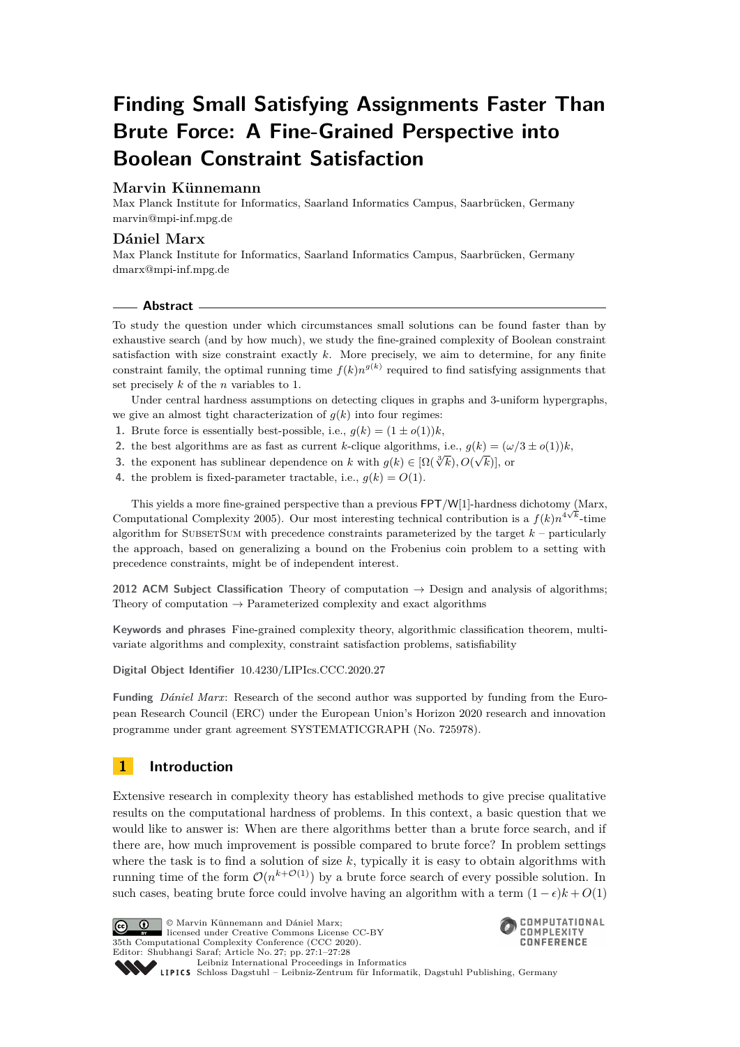# Finding Small Satisfying Assignments Faster Than Brute Force: A Fine-Grained Perspective into Boolean Constraint Satisfaction

**Marvin Künnemann**
Max Planck Institute for Informatics, Saarland Informatics Campus, Saarbrücken, Germany
marvin@mpi-inf.mpg.de

**Dániel Marx**
Max Planck Institute for Informatics, Saarland Informatics Campus, Saarbrücken, Germany
dmarx@mpi-inf.mpg.de

## Abstract

To study the question under which circumstances small solutions can be found faster than by exhaustive search (and by how much), we study the fine-grained complexity of Boolean constraint satisfaction with size constraint exactly $k$. More precisely, we aim to determine, for any finite constraint family, the optimal running time $f(k)n^{g(k)}$ required to find satisfying assignments that set precisely $k$ of the $n$ variables to 1.

Under central hardness assumptions on detecting cliques in graphs and 3-uniform hypergraphs, we give an almost tight characterization of $g(k)$ into four regimes:

1. Brute force is essentially best-possible, i.e., $g(k) = (1 \pm o(1))k$,
2. the best algorithms are as fast as current $k$-clique algorithms, i.e., $g(k) = (\omega/3 \pm o(1))k$,
3. the exponent has sublinear dependence on $k$ with $g(k) \in [\Omega(\sqrt[3]{k}), O(\sqrt{k})]$, or
4. the problem is fixed-parameter tractable, i.e., $g(k) = O(1)$.

This yields a more fine-grained perspective than a previous FPT/W[1]-hardness dichotomy (Marx, Computational Complexity 2005). Our most interesting technical contribution is a $f(k)n^{4\sqrt{k}}$-time algorithm for SubsetSum with precedence constraints parameterized by the target $k$ – particularly the approach, based on generalizing a bound on the Frobenius coin problem to a setting with precedence constraints, might be of independent interest.

**2012 ACM Subject Classification** Theory of computation → Design and analysis of algorithms; Theory of computation → Parameterized complexity and exact algorithms

**Keywords and phrases** Fine-grained complexity theory, algorithmic classification theorem, multivariate algorithms and complexity, constraint satisfaction problems, satisfiability

**Digital Object Identifier** 10.4230/LIPIcs.CCC.2020.27

**Funding** *Dániel Marx*: Research of the second author was supported by funding from the European Research Council (ERC) under the European Union's Horizon 2020 research and innovation programme under grant agreement SYSTEMATICGRAPH (No. 725978).

## 1 Introduction

Extensive research in complexity theory has established methods to give precise qualitative results on the computational hardness of problems. In this context, a basic question that we would like to answer is: When are there algorithms better than a brute force search, and if there are, how much improvement is possible compared to brute force? In problem settings where the task is to find a solution of size $k$, typically it is easy to obtain algorithms with running time of the form $\mathcal{O}(n^{k+\mathcal{O}(1)})$ by a brute force search of every possible solution. In such cases, beating brute force could involve having an algorithm with a term $(1-\epsilon)k + O(1)$

© Marvin Künnemann and Dániel Marx;
licensed under Creative Commons License CC-BY
35th Computational Complexity Conference (CCC 2020).
Editor: Shubhangi Saraf; Article No. 27; pp. 27:1–27:28
Leibniz International Proceedings in Informatics
Schloss Dagstuhl – Leibniz-Zentrum für Informatik, Dagstuhl Publishing, Germany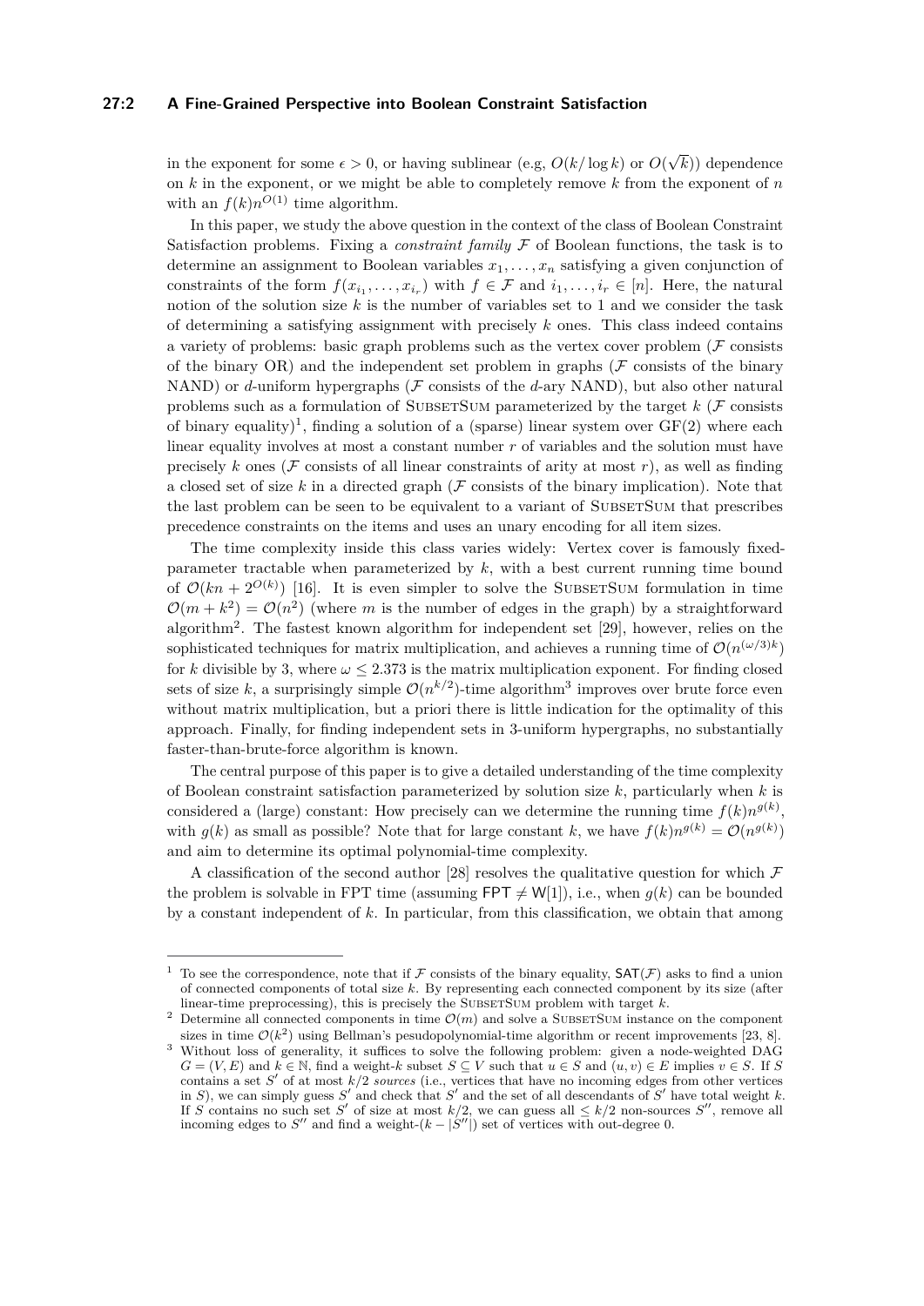in the exponent for some $\epsilon > 0$, or having sublinear (e.g, $O(k/\log k)$ or $O(\sqrt{k})$) dependence on $k$ in the exponent, or we might be able to completely remove $k$ from the exponent of $n$ with an $f(k)n^{O(1)}$ time algorithm.

In this paper, we study the above question in the context of the class of Boolean Constraint Satisfaction problems. Fixing a *constraint family* $\mathcal{F}$ of Boolean functions, the task is to determine an assignment to Boolean variables $x_1, \ldots, x_n$ satisfying a given conjunction of constraints of the form $f(x_{i_1}, \ldots, x_{i_r})$ with $f \in \mathcal{F}$ and $i_1, \ldots, i_r \in [n]$. Here, the natural notion of the solution size $k$ is the number of variables set to 1 and we consider the task of determining a satisfying assignment with precisely $k$ ones. This class indeed contains a variety of problems: basic graph problems such as the vertex cover problem ($\mathcal{F}$ consists of the binary OR) and the independent set problem in graphs ($\mathcal{F}$ consists of the binary NAND) or $d$-uniform hypergraphs ($\mathcal{F}$ consists of the $d$-ary NAND), but also other natural problems such as a formulation of SubsetSum parameterized by the target $k$ ($\mathcal{F}$ consists of binary equality)[1], finding a solution of a (sparse) linear system over GF(2) where each linear equality involves at most a constant number $r$ of variables and the solution must have precisely $k$ ones ($\mathcal{F}$ consists of all linear constraints of arity at most $r$), as well as finding a closed set of size $k$ in a directed graph ($\mathcal{F}$ consists of the binary implication). Note that the last problem can be seen to be equivalent to a variant of SubsetSum that prescribes precedence constraints on the items and uses an unary encoding for all item sizes.

The time complexity inside this class varies widely: Vertex cover is famously fixed-parameter tractable when parameterized by $k$, with a best current running time bound of $\mathcal{O}(kn + 2^{O(k)})$ [16]. It is even simpler to solve the SubsetSum formulation in time $\mathcal{O}(m + k^2) = \mathcal{O}(n^2)$ (where $m$ is the number of edges in the graph) by a straightforward algorithm[2]. The fastest known algorithm for independent set [29], however, relies on the sophisticated techniques for matrix multiplication, and achieves a running time of $\mathcal{O}(n^{(\omega/3)k})$ for $k$ divisible by 3, where $\omega \leq 2.373$ is the matrix multiplication exponent. For finding closed sets of size $k$, a surprisingly simple $\mathcal{O}(n^{k/2})$-time algorithm[3] improves over brute force even without matrix multiplication, but a priori there is little indication for the optimality of this approach. Finally, for finding independent sets in 3-uniform hypergraphs, no substantially faster-than-brute-force algorithm is known.

The central purpose of this paper is to give a detailed understanding of the time complexity of Boolean constraint satisfaction parameterized by solution size $k$, particularly when $k$ is considered a (large) constant: How precisely can we determine the running time $f(k)n^{g(k)}$, with $g(k)$ as small as possible? Note that for large constant $k$, we have $f(k)n^{g(k)} = \mathcal{O}(n^{g(k)})$ and aim to determine its optimal polynomial-time complexity.

A classification of the second author [28] resolves the qualitative question for which $\mathcal{F}$ the problem is solvable in FPT time (assuming $\mathsf{FPT} \neq \mathsf{W}[1]$), i.e., when $g(k)$ can be bounded by a constant independent of $k$. In particular, from this classification, we obtain that among

---

[1] To see the correspondence, note that if $\mathcal{F}$ consists of the binary equality, $\mathsf{SAT}(\mathcal{F})$ asks to find a union of connected components of total size $k$. By representing each connected component by its size (after linear-time preprocessing), this is precisely the SubsetSum problem with target $k$.

[2] Determine all connected components in time $\mathcal{O}(m)$ and solve a SubsetSum instance on the component sizes in time $\mathcal{O}(k^2)$ using Bellman's pesudopolynomial-time algorithm or recent improvements [23, 8].

[3] Without loss of generality, it suffices to solve the following problem: given a node-weighted DAG $G = (V, E)$ and $k \in \mathbb{N}$, find a weight-$k$ subset $S \subseteq V$ such that $u \in S$ and $(u, v) \in E$ implies $v \in S$. If $S$ contains a set $S'$ of at most $k/2$ *sources* (i.e., vertices that have no incoming edges from other vertices in $S$), we can simply guess $S'$ and check that $S'$ and the set of all descendants of $S'$ have total weight $k$. If $S$ contains no such set $S'$ of size at most $k/2$, we can guess all $\leq k/2$ non-sources $S''$, remove all incoming edges to $S''$ and find a weight-$(k - |S''|)$ set of vertices with out-degree 0.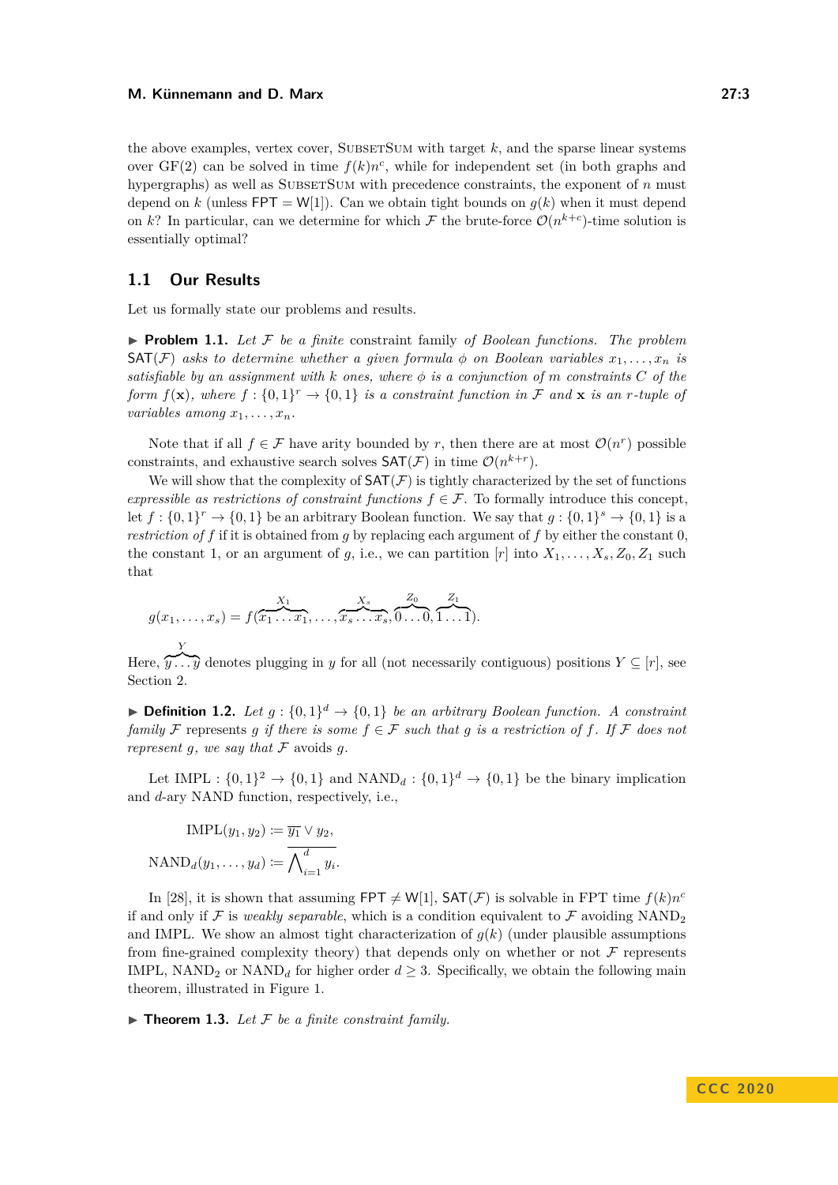the above examples, vertex cover, SubsetSum with target $k$, and the sparse linear systems over GF(2) can be solved in time $f(k)n^c$, while for independent set (in both graphs and hypergraphs) as well as SubsetSum with precedence constraints, the exponent of $n$ must depend on $k$ (unless $\mathsf{FPT} = \mathsf{W}[1]$). Can we obtain tight bounds on $g(k)$ when it must depend on $k$? In particular, can we determine for which $\mathcal{F}$ the brute-force $\mathcal{O}(n^{k+c})$-time solution is essentially optimal?

## 1.1 Our Results

Let us formally state our problems and results.

▶ **Problem 1.1.** *Let $\mathcal{F}$ be a finite* constraint family *of Boolean functions. The problem $\mathsf{SAT}(\mathcal{F})$ asks to determine whether a given formula $\phi$ on Boolean variables $x_1, \dots, x_n$ is satisfiable by an assignment with $k$ ones, where $\phi$ is a conjunction of $m$ constraints $C$ of the form $f(\mathbf{x})$, where $f : \{0,1\}^r \to \{0,1\}$ is a constraint function in $\mathcal{F}$ and $\mathbf{x}$ is an $r$-tuple of variables among $x_1, \dots, x_n$.*

Note that if all $f \in \mathcal{F}$ have arity bounded by $r$, then there are at most $\mathcal{O}(n^r)$ possible constraints, and exhaustive search solves $\mathsf{SAT}(\mathcal{F})$ in time $\mathcal{O}(n^{k+r})$.

We will show that the complexity of $\mathsf{SAT}(\mathcal{F})$ is tightly characterized by the set of functions *expressible as restrictions of constraint functions $f \in \mathcal{F}$*. To formally introduce this concept, let $f : \{0,1\}^r \to \{0,1\}$ be an arbitrary Boolean function. We say that $g : \{0,1\}^s \to \{0,1\}$ is a *restriction of $f$* if it is obtained from $g$ by replacing each argument of $f$ by either the constant 0, the constant 1, or an argument of $g$, i.e., we can partition $[r]$ into $X_1, \dots, X_s, Z_0, Z_1$ such that

$$g(x_1, \dots, x_s) = f(\overbrace{x_1 \dots x_1}^{X_1}, \dots, \overbrace{x_s \dots x_s}^{X_s}, \overbrace{0 \dots 0}^{Z_0}, \overbrace{1 \dots 1}^{Z_1}).$$

Here, $\overbrace{y \dots y}^{Y}$ denotes plugging in $y$ for all (not necessarily contiguous) positions $Y \subseteq [r]$, see Section 2.

▶ **Definition 1.2.** *Let $g : \{0,1\}^d \to \{0,1\}$ be an arbitrary Boolean function. A constraint family $\mathcal{F}$* represents *$g$ if there is some $f \in \mathcal{F}$ such that $g$ is a restriction of $f$. If $\mathcal{F}$ does not represent $g$, we say that $\mathcal{F}$* avoids *$g$.*

Let $\mathrm{IMPL} : \{0,1\}^2 \to \{0,1\}$ and $\mathrm{NAND}_d : \{0,1\}^d \to \{0,1\}$ be the binary implication and $d$-ary NAND function, respectively, i.e.,

$$\mathrm{IMPL}(y_1, y_2) := \overline{y_1} \vee y_2,$$

$$\mathrm{NAND}_d(y_1, \dots, y_d) := \overline{\bigwedge_{i=1}^{d} y_i}.$$

In [28], it is shown that assuming $\mathsf{FPT} \neq \mathsf{W}[1]$, $\mathsf{SAT}(\mathcal{F})$ is solvable in FPT time $f(k)n^c$ if and only if $\mathcal{F}$ is *weakly separable*, which is a condition equivalent to $\mathcal{F}$ avoiding $\mathrm{NAND}_2$ and IMPL. We show an almost tight characterization of $g(k)$ (under plausible assumptions from fine-grained complexity theory) that depends only on whether or not $\mathcal{F}$ represents IMPL, $\mathrm{NAND}_2$ or $\mathrm{NAND}_d$ for higher order $d \geq 3$. Specifically, we obtain the following main theorem, illustrated in Figure 1.

▶ **Theorem 1.3.** *Let $\mathcal{F}$ be a finite constraint family.*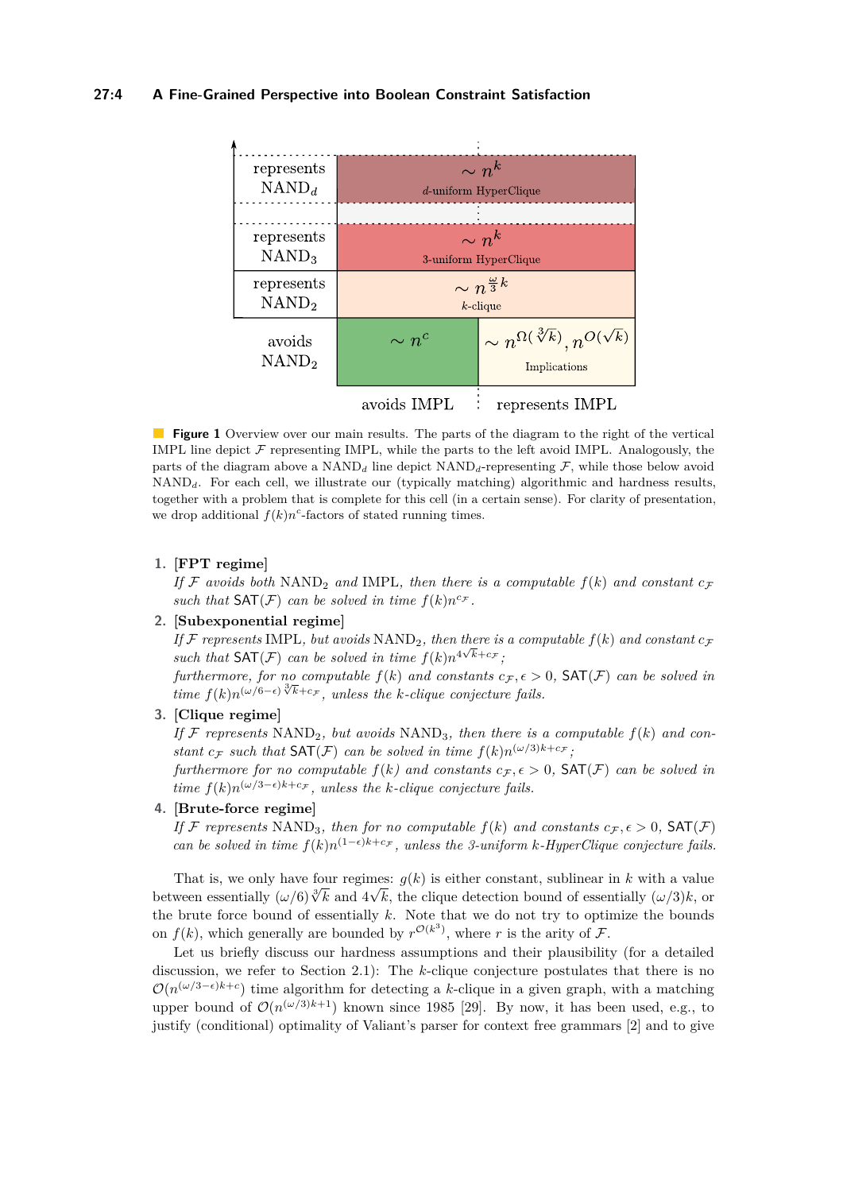represents $\text{NAND}_d$

$\sim n^k$

$d$-uniform HyperClique

represents $\text{NAND}_3$

$\sim n^k$

3-uniform HyperClique

represents $\text{NAND}_2$

$\sim n^{\frac{\omega}{3}k}$

$k$-clique

avoids $\text{NAND}_2$

$\sim n^c$

$\sim n^{\Omega(\sqrt[3]{k})}, n^{O(\sqrt{k})}$

Implications

avoids IMPL

represents IMPL

**Figure 1** Overview over our main results. The parts of the diagram to the right of the vertical IMPL line depict $\mathcal{F}$ representing IMPL, while the parts to the left avoid IMPL. Analogously, the parts of the diagram above a $\text{NAND}_d$ line depict $\text{NAND}_d$-representing $\mathcal{F}$, while those below avoid $\text{NAND}_d$. For each cell, we illustrate our (typically matching) algorithmic and hardness results, together with a problem that is complete for this cell (in a certain sense). For clarity of presentation, we drop additional $f(k)n^c$-factors of stated running times.

1. **[FPT regime]**
   *If $\mathcal{F}$ avoids both $\text{NAND}_2$ and IMPL, then there is a computable $f(k)$ and constant $c_\mathcal{F}$ such that* $\mathsf{SAT}(\mathcal{F})$ *can be solved in time $f(k)n^{c_\mathcal{F}}$.*
2. **[Subexponential regime]**
   *If $\mathcal{F}$ represents IMPL, but avoids $\text{NAND}_2$, then there is a computable $f(k)$ and constant $c_\mathcal{F}$ such that* $\mathsf{SAT}(\mathcal{F})$ *can be solved in time $f(k)n^{4\sqrt{k}+c_\mathcal{F}}$;*
   *furthermore, for no computable $f(k)$ and constants $c_\mathcal{F}, \epsilon > 0$,* $\mathsf{SAT}(\mathcal{F})$ *can be solved in time $f(k)n^{(\omega/6-\epsilon)\sqrt[3]{k}+c_\mathcal{F}}$, unless the $k$-clique conjecture fails.*
3. **[Clique regime]**
   *If $\mathcal{F}$ represents $\text{NAND}_2$, but avoids $\text{NAND}_3$, then there is a computable $f(k)$ and constant $c_\mathcal{F}$ such that* $\mathsf{SAT}(\mathcal{F})$ *can be solved in time $f(k)n^{(\omega/3)k+c_\mathcal{F}}$;*
   *furthermore for no computable $f(k)$ and constants $c_\mathcal{F}, \epsilon > 0$,* $\mathsf{SAT}(\mathcal{F})$ *can be solved in time $f(k)n^{(\omega/3-\epsilon)k+c_\mathcal{F}}$, unless the $k$-clique conjecture fails.*
4. **[Brute-force regime]**
   *If $\mathcal{F}$ represents $\text{NAND}_3$, then for no computable $f(k)$ and constants $c_\mathcal{F}, \epsilon > 0$,* $\mathsf{SAT}(\mathcal{F})$ *can be solved in time $f(k)n^{(1-\epsilon)k+c_\mathcal{F}}$, unless the 3-uniform $k$-HyperClique conjecture fails.*

That is, we only have four regimes: $g(k)$ is either constant, sublinear in $k$ with a value between essentially $(\omega/6)\sqrt[3]{k}$ and $4\sqrt{k}$, the clique detection bound of essentially $(\omega/3)k$, or the brute force bound of essentially $k$. Note that we do not try to optimize the bounds on $f(k)$, which generally are bounded by $r^{\mathcal{O}(k^3)}$, where $r$ is the arity of $\mathcal{F}$.

Let us briefly discuss our hardness assumptions and their plausibility (for a detailed discussion, we refer to Section 2.1): The $k$-clique conjecture postulates that there is no $\mathcal{O}(n^{(\omega/3-\epsilon)k+c})$ time algorithm for detecting a $k$-clique in a given graph, with a matching upper bound of $\mathcal{O}(n^{(\omega/3)k+1})$ known since 1985 [29]. By now, it has been used, e.g., to justify (conditional) optimality of Valiant's parser for context free grammars [2] and to give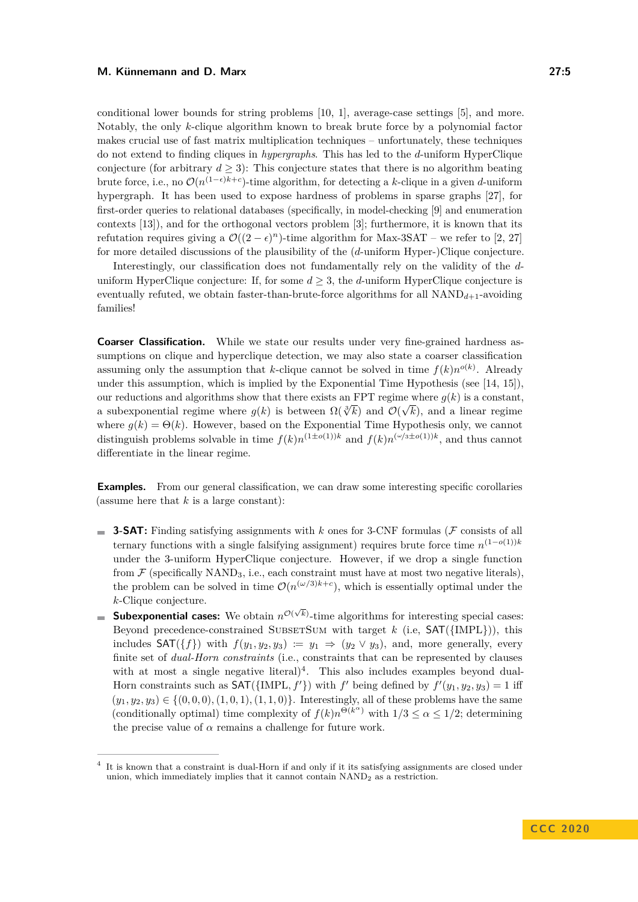conditional lower bounds for string problems [10, 1], average-case settings [5], and more. Notably, the only $k$-clique algorithm known to break brute force by a polynomial factor makes crucial use of fast matrix multiplication techniques – unfortunately, these techniques do not extend to finding cliques in *hypergraphs*. This has led to the $d$-uniform HyperClique conjecture (for arbitrary $d \geq 3$): This conjecture states that there is no algorithm beating brute force, i.e., no $\mathcal{O}(n^{(1-\epsilon)k+c})$-time algorithm, for detecting a $k$-clique in a given $d$-uniform hypergraph. It has been used to expose hardness of problems in sparse graphs [27], for first-order queries to relational databases (specifically, in model-checking [9] and enumeration contexts [13]), and for the orthogonal vectors problem [3]; furthermore, it is known that its refutation requires giving a $\mathcal{O}((2-\epsilon)^n)$-time algorithm for Max-3SAT – we refer to [2, 27] for more detailed discussions of the plausibility of the ($d$-uniform Hyper-)Clique conjecture.

Interestingly, our classification does not fundamentally rely on the validity of the $d$-uniform HyperClique conjecture: If, for some $d \geq 3$, the $d$-uniform HyperClique conjecture is eventually refuted, we obtain faster-than-brute-force algorithms for all $\text{NAND}_{d+1}$-avoiding families!

**Coarser Classification.** While we state our results under very fine-grained hardness assumptions on clique and hyperclique detection, we may also state a coarser classification assuming only the assumption that $k$-clique cannot be solved in time $f(k)n^{o(k)}$. Already under this assumption, which is implied by the Exponential Time Hypothesis (see [14, 15]), our reductions and algorithms show that there exists an FPT regime where $g(k)$ is a constant, a subexponential regime where $g(k)$ is between $\Omega(\sqrt[3]{k})$ and $\mathcal{O}(\sqrt{k})$, and a linear regime where $g(k) = \Theta(k)$. However, based on the Exponential Time Hypothesis only, we cannot distinguish problems solvable in time $f(k)n^{(1\pm o(1))k}$ and $f(k)n^{(\omega/3\pm o(1))k}$, and thus cannot differentiate in the linear regime.

**Examples.** From our general classification, we can draw some interesting specific corollaries (assume here that $k$ is a large constant):

- **3-SAT:** Finding satisfying assignments with $k$ ones for 3-CNF formulas ($\mathcal{F}$ consists of all ternary functions with a single falsifying assignment) requires brute force time $n^{(1-o(1))k}$ under the 3-uniform HyperClique conjecture. However, if we drop a single function from $\mathcal{F}$ (specifically $\text{NAND}_3$, i.e., each constraint must have at most two negative literals), the problem can be solved in time $\mathcal{O}(n^{(\omega/3)k+c})$, which is essentially optimal under the $k$-Clique conjecture.
- **Subexponential cases:** We obtain $n^{\mathcal{O}(\sqrt{k})}$-time algorithms for interesting special cases: Beyond precedence-constrained SubsetSum with target $k$ (i.e, SAT({IMPL})), this includes SAT($\{f\}$) with $f(y_1, y_2, y_3) := y_1 \Rightarrow (y_2 \vee y_3)$, and, more generally, every finite set of *dual-Horn constraints* (i.e., constraints that can be represented by clauses with at most a single negative literal)[4]. This also includes examples beyond dual-Horn constraints such as SAT($\{\text{IMPL}, f'\}$) with $f'$ being defined by $f'(y_1, y_2, y_3) = 1$ iff $(y_1, y_2, y_3) \in \{(0,0,0), (1,0,1), (1,1,0)\}$. Interestingly, all of these problems have the same (conditionally optimal) time complexity of $f(k)n^{\Theta(k^\alpha)}$ with $1/3 \leq \alpha \leq 1/2$; determining the precise value of $\alpha$ remains a challenge for future work.

[4] It is known that a constraint is dual-Horn if and only if it its satisfying assignments are closed under union, which immediately implies that it cannot contain $\text{NAND}_2$ as a restriction.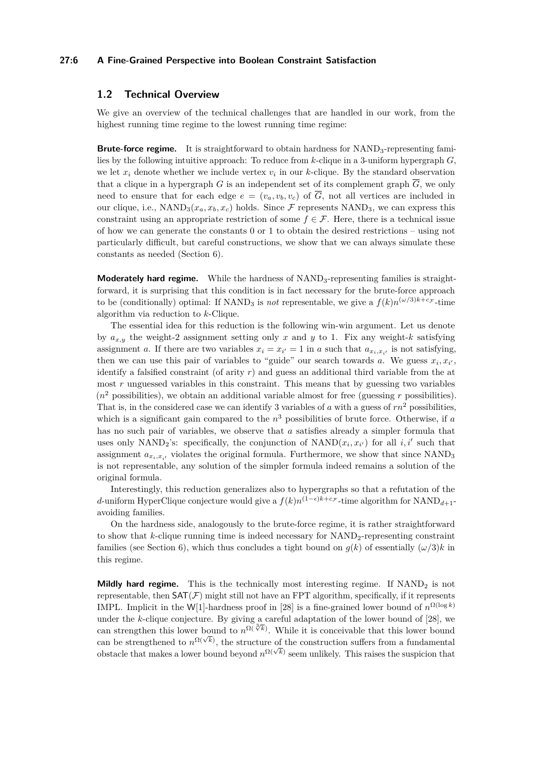## 1.2 Technical Overview

We give an overview of the technical challenges that are handled in our work, from the highest running time regime to the lowest running time regime:

**Brute-force regime.** It is straightforward to obtain hardness for $\text{NAND}_3$-representing families by the following intuitive approach: To reduce from $k$-clique in a 3-uniform hypergraph $G$, we let $x_i$ denote whether we include vertex $v_i$ in our $k$-clique. By the standard observation that a clique in a hypergraph $G$ is an independent set of its complement graph $\overline{G}$, we only need to ensure that for each edge $e = (v_a, v_b, v_c)$ of $\overline{G}$, not all vertices are included in our clique, i.e., $\text{NAND}_3(x_a, x_b, x_c)$ holds. Since $\mathcal{F}$ represents $\text{NAND}_3$, we can express this constraint using an appropriate restriction of some $f \in \mathcal{F}$. Here, there is a technical issue of how we can generate the constants 0 or 1 to obtain the desired restrictions – using not particularly difficult, but careful constructions, we show that we can always simulate these constants as needed (Section 6).

**Moderately hard regime.** While the hardness of $\text{NAND}_3$-representing families is straightforward, it is surprising that this condition is in fact necessary for the brute-force approach to be (conditionally) optimal: If $\text{NAND}_3$ is *not* representable, we give a $f(k)n^{(\omega/3)k+c_{\mathcal{F}}}$-time algorithm via reduction to $k$-Clique.

The essential idea for this reduction is the following win-win argument. Let us denote by $a_{x,y}$ the weight-2 assignment setting only $x$ and $y$ to 1. Fix any weight-$k$ satisfying assignment $a$. If there are two variables $x_i = x_{i'} = 1$ in $a$ such that $a_{x_i,x_{i'}}$ is not satisfying, then we can use this pair of variables to "guide" our search towards $a$. We guess $x_i, x_{i'}$, identify a falsified constraint (of arity $r$) and guess an additional third variable from the at most $r$ unguessed variables in this constraint. This means that by guessing two variables ($n^2$ possibilities), we obtain an additional variable almost for free (guessing $r$ possibilities). That is, in the considered case we can identify 3 variables of $a$ with a guess of $rn^2$ possibilities, which is a significant gain compared to the $n^3$ possibilities of brute force. Otherwise, if $a$ has no such pair of variables, we observe that $a$ satisfies already a simpler formula that uses only $\text{NAND}_2$'s: specifically, the conjunction of $\text{NAND}(x_i, x_{i'})$ for all $i, i'$ such that assignment $a_{x_i,x_{i'}}$ violates the original formula. Furthermore, we show that since $\text{NAND}_3$ is not representable, any solution of the simpler formula indeed remains a solution of the original formula.

Interestingly, this reduction generalizes also to hypergraphs so that a refutation of the $d$-uniform HyperClique conjecture would give a $f(k)n^{(1-\epsilon)k+c_{\mathcal{F}}}$-time algorithm for $\text{NAND}_{d+1}$-avoiding families.

On the hardness side, analogously to the brute-force regime, it is rather straightforward to show that $k$-clique running time is indeed necessary for $\text{NAND}_2$-representing constraint families (see Section 6), which thus concludes a tight bound on $g(k)$ of essentially $(\omega/3)k$ in this regime.

**Mildly hard regime.** This is the technically most interesting regime. If $\text{NAND}_2$ is not representable, then $\mathsf{SAT}(\mathcal{F})$ might still not have an FPT algorithm, specifically, if it represents IMPL. Implicit in the W[1]-hardness proof in [28] is a fine-grained lower bound of $n^{\Omega(\log k)}$ under the $k$-clique conjecture. By giving a careful adaptation of the lower bound of [28], we can strengthen this lower bound to $n^{\Omega(\sqrt[3]{k})}$. While it is conceivable that this lower bound can be strengthened to $n^{\Omega(\sqrt{k})}$, the structure of the construction suffers from a fundamental obstacle that makes a lower bound beyond $n^{\Omega(\sqrt{k})}$ seem unlikely. This raises the suspicion that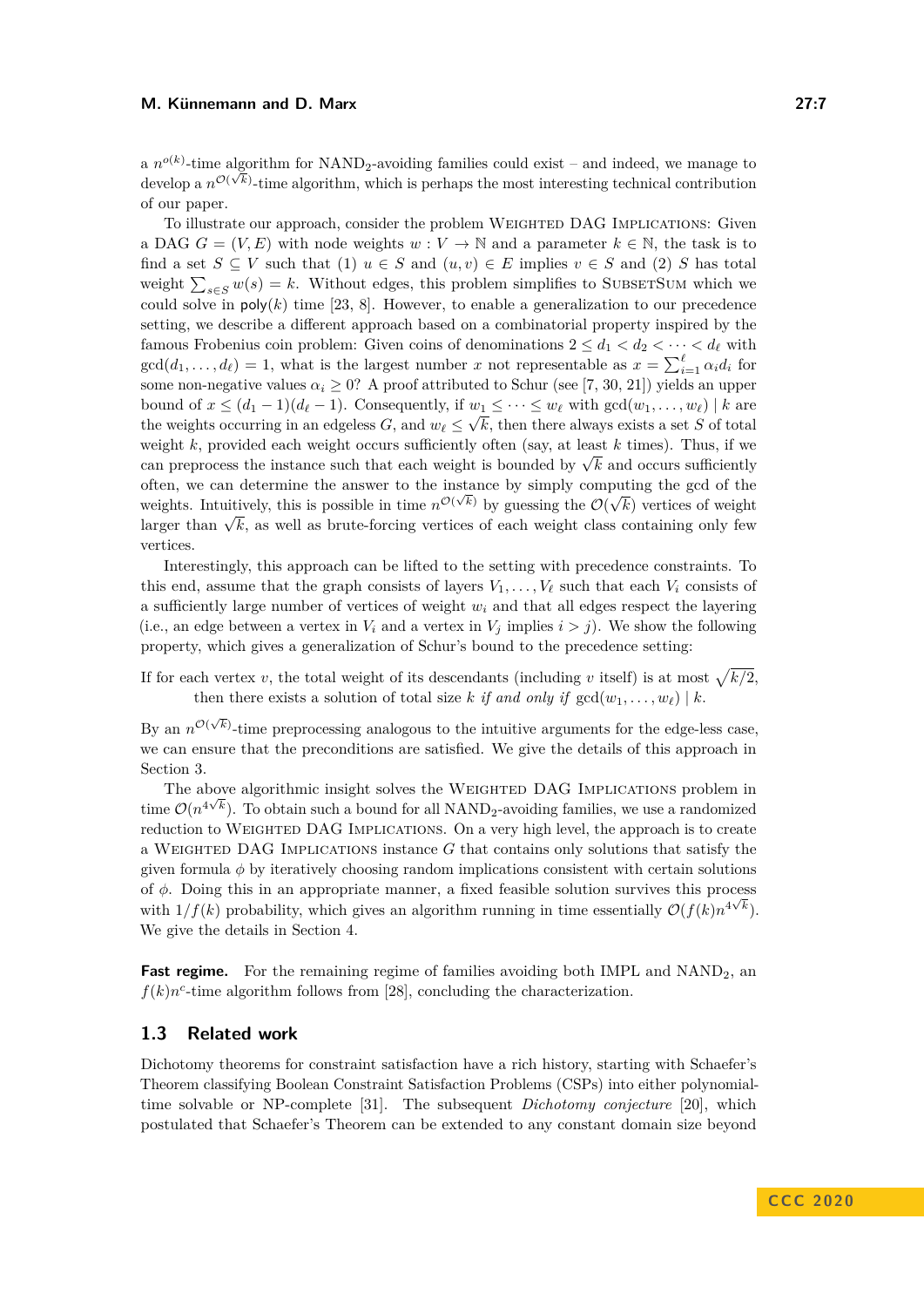a $n^{o(k)}$-time algorithm for $\text{NAND}_2$-avoiding families could exist – and indeed, we manage to develop a $n^{\mathcal{O}(\sqrt{k})}$-time algorithm, which is perhaps the most interesting technical contribution of our paper.

To illustrate our approach, consider the problem Weighted DAG Implications: Given a DAG $G = (V, E)$ with node weights $w : V \to \mathbb{N}$ and a parameter $k \in \mathbb{N}$, the task is to find a set $S \subseteq V$ such that (1) $u \in S$ and $(u, v) \in E$ implies $v \in S$ and (2) $S$ has total weight $\sum_{s \in S} w(s) = k$. Without edges, this problem simplifies to SubsetSum which we could solve in $\mathsf{poly}(k)$ time [23, 8]. However, to enable a generalization to our precedence setting, we describe a different approach based on a combinatorial property inspired by the famous Frobenius coin problem: Given coins of denominations $2 \le d_1 < d_2 < \cdots < d_\ell$ with $\gcd(d_1, \ldots, d_\ell) = 1$, what is the largest number $x$ not representable as $x = \sum_{i=1}^{\ell} \alpha_i d_i$ for some non-negative values $\alpha_i \ge 0$? A proof attributed to Schur (see [7, 30, 21]) yields an upper bound of $x \le (d_1 - 1)(d_\ell - 1)$. Consequently, if $w_1 \le \cdots \le w_\ell$ with $\gcd(w_1, \ldots, w_\ell) \mid k$ are the weights occurring in an edgeless $G$, and $w_\ell \le \sqrt{k}$, then there always exists a set $S$ of total weight $k$, provided each weight occurs sufficiently often (say, at least $k$ times). Thus, if we can preprocess the instance such that each weight is bounded by $\sqrt{k}$ and occurs sufficiently often, we can determine the answer to the instance by simply computing the gcd of the weights. Intuitively, this is possible in time $n^{\mathcal{O}(\sqrt{k})}$ by guessing the $\mathcal{O}(\sqrt{k})$ vertices of weight larger than $\sqrt{k}$, as well as brute-forcing vertices of each weight class containing only few vertices.

Interestingly, this approach can be lifted to the setting with precedence constraints. To this end, assume that the graph consists of layers $V_1, \ldots, V_\ell$ such that each $V_i$ consists of a sufficiently large number of vertices of weight $w_i$ and that all edges respect the layering (i.e., an edge between a vertex in $V_i$ and a vertex in $V_j$ implies $i > j$). We show the following property, which gives a generalization of Schur's bound to the precedence setting:

If for each vertex $v$, the total weight of its descendants (including $v$ itself) is at most $\sqrt{k/2}$, then there exists a solution of total size $k$ *if and only if* $\gcd(w_1, \ldots, w_\ell) \mid k$.

By an $n^{\mathcal{O}(\sqrt{k})}$-time preprocessing analogous to the intuitive arguments for the edge-less case, we can ensure that the preconditions are satisfied. We give the details of this approach in Section 3.

The above algorithmic insight solves the Weighted DAG Implications problem in time $\mathcal{O}(n^{4\sqrt{k}})$. To obtain such a bound for all $\text{NAND}_2$-avoiding families, we use a randomized reduction to Weighted DAG Implications. On a very high level, the approach is to create a Weighted DAG Implications instance $G$ that contains only solutions that satisfy the given formula $\phi$ by iteratively choosing random implications consistent with certain solutions of $\phi$. Doing this in an appropriate manner, a fixed feasible solution survives this process with $1/f(k)$ probability, which gives an algorithm running in time essentially $\mathcal{O}(f(k)n^{4\sqrt{k}})$. We give the details in Section 4.

**Fast regime.** For the remaining regime of families avoiding both IMPL and $\text{NAND}_2$, an $f(k)n^c$-time algorithm follows from [28], concluding the characterization.

## 1.3 Related work

Dichotomy theorems for constraint satisfaction have a rich history, starting with Schaefer's Theorem classifying Boolean Constraint Satisfaction Problems (CSPs) into either polynomial-time solvable or NP-complete [31]. The subsequent *Dichotomy conjecture* [20], which postulated that Schaefer's Theorem can be extended to any constant domain size beyond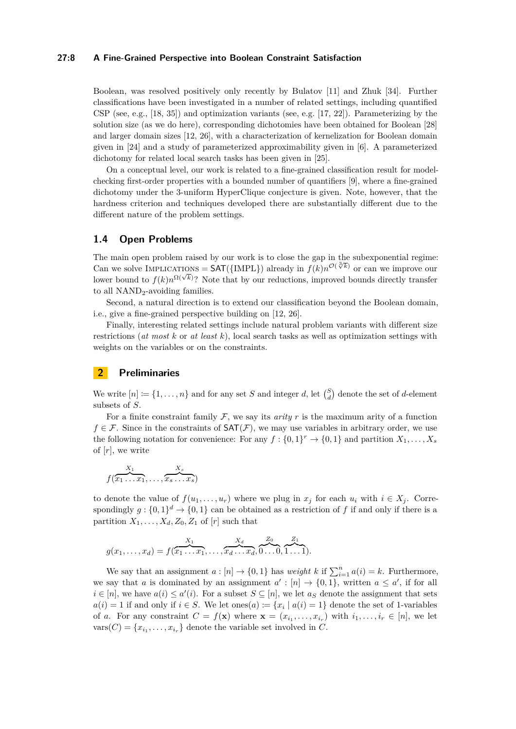Boolean, was resolved positively only recently by Bulatov [11] and Zhuk [34]. Further classifications have been investigated in a number of related settings, including quantified CSP (see, e.g., [18, 35]) and optimization variants (see, e.g. [17, 22]). Parameterizing by the solution size (as we do here), corresponding dichotomies have been obtained for Boolean [28] and larger domain sizes [12, 26], with a characterization of kernelization for Boolean domain given in [24] and a study of parameterized approximability given in [6]. A parameterized dichotomy for related local search tasks has been given in [25].

On a conceptual level, our work is related to a fine-grained classification result for model-checking first-order properties with a bounded number of quantifiers [9], where a fine-grained dichotomy under the 3-uniform HyperClique conjecture is given. Note, however, that the hardness criterion and techniques developed there are substantially different due to the different nature of the problem settings.

### 1.4 Open Problems

The main open problem raised by our work is to close the gap in the subexponential regime: Can we solve Implications = $\mathsf{SAT}(\{\text{IMPL}\})$ already in $f(k)n^{\mathcal{O}(\sqrt[3]{k})}$ or can we improve our lower bound to $f(k)n^{\Omega(\sqrt{k})}$? Note that by our reductions, improved bounds directly transfer to all $\text{NAND}_2$-avoiding families.

Second, a natural direction is to extend our classification beyond the Boolean domain, i.e., give a fine-grained perspective building on [12, 26].

Finally, interesting related settings include natural problem variants with different size restrictions (*at most* $k$ or *at least* $k$), local search tasks as well as optimization settings with weights on the variables or on the constraints.

## 2 Preliminaries

We write $[n] := \{1, \ldots, n\}$ and for any set $S$ and integer $d$, let $\binom{S}{d}$ denote the set of $d$-element subsets of $S$.

For a finite constraint family $\mathcal{F}$, we say its *arity* $r$ is the maximum arity of a function $f \in \mathcal{F}$. Since in the constraints of $\mathsf{SAT}(\mathcal{F})$, we may use variables in arbitrary order, we use the following notation for convenience: For any $f : \{0,1\}^r \to \{0,1\}$ and partition $X_1, \ldots, X_s$ of $[r]$, we write

$$f(\overbrace{x_1 \ldots x_1}^{X_1}, \ldots, \overbrace{x_s \ldots x_s}^{X_s})$$

to denote the value of $f(u_1, \ldots, u_r)$ where we plug in $x_j$ for each $u_i$ with $i \in X_j$. Correspondingly $g : \{0,1\}^d \to \{0,1\}$ can be obtained as a restriction of $f$ if and only if there is a partition $X_1, \ldots, X_d, Z_0, Z_1$ of $[r]$ such that

$$g(x_1, \ldots, x_d) = f(\overbrace{x_1 \ldots x_1}^{X_1}, \ldots, \overbrace{x_d \ldots x_d}^{X_d}, \overbrace{0 \ldots 0}^{Z_0}, \overbrace{1 \ldots 1}^{Z_1}).$$

We say that an assignment $a : [n] \to \{0,1\}$ has *weight* $k$ if $\sum_{i=1}^{n} a(i) = k$. Furthermore, we say that $a$ is dominated by an assignment $a' : [n] \to \{0,1\}$, written $a \leq a'$, if for all $i \in [n]$, we have $a(i) \leq a'(i)$. For a subset $S \subseteq [n]$, we let $a_S$ denote the assignment that sets $a(i) = 1$ if and only if $i \in S$. We let $\text{ones}(a) := \{x_i \mid a(i) = 1\}$ denote the set of 1-variables of $a$. For any constraint $C = f(\mathbf{x})$ where $\mathbf{x} = (x_{i_1}, \ldots, x_{i_r})$ with $i_1, \ldots, i_r \in [n]$, we let $\text{vars}(C) = \{x_{i_1}, \ldots, x_{i_r}\}$ denote the variable set involved in $C$.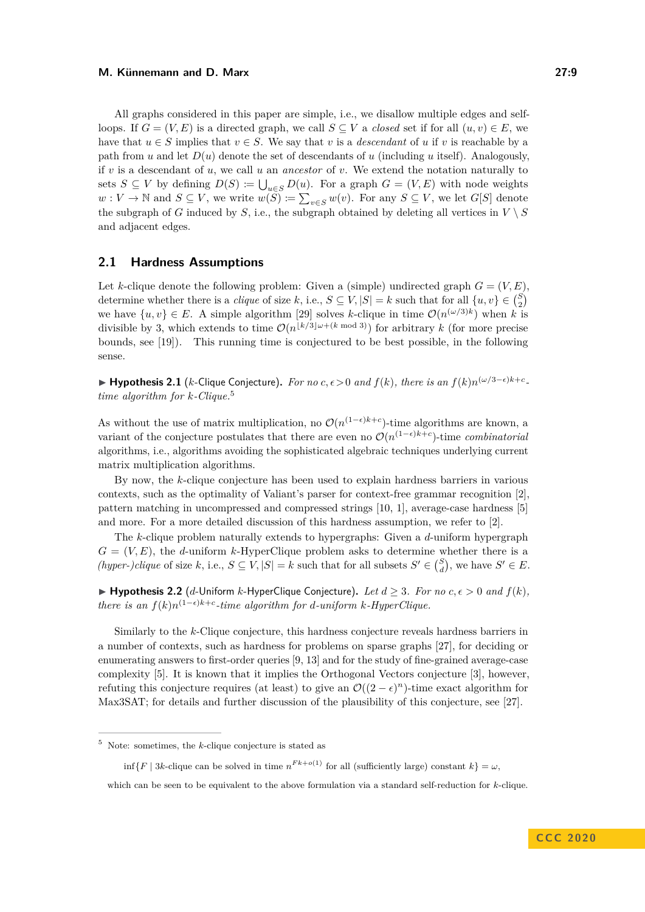All graphs considered in this paper are simple, i.e., we disallow multiple edges and self-loops. If $G = (V, E)$ is a directed graph, we call $S \subseteq V$ a *closed* set if for all $(u, v) \in E$, we have that $u \in S$ implies that $v \in S$. We say that $v$ is a *descendant* of $u$ if $v$ is reachable by a path from $u$ and let $D(u)$ denote the set of descendants of $u$ (including $u$ itself). Analogously, if $v$ is a descendant of $u$, we call $u$ an *ancestor* of $v$. We extend the notation naturally to sets $S \subseteq V$ by defining $D(S) := \bigcup_{u \in S} D(u)$. For a graph $G = (V, E)$ with node weights $w : V \to \mathbb{N}$ and $S \subseteq V$, we write $w(S) := \sum_{v \in S} w(v)$. For any $S \subseteq V$, we let $G[S]$ denote the subgraph of $G$ induced by $S$, i.e., the subgraph obtained by deleting all vertices in $V \setminus S$ and adjacent edges.

## 2.1 Hardness Assumptions

Let $k$-clique denote the following problem: Given a (simple) undirected graph $G = (V, E)$, determine whether there is a *clique* of size $k$, i.e., $S \subseteq V, |S| = k$ such that for all $\{u, v\} \in \binom{S}{2}$ we have $\{u, v\} \in E$. A simple algorithm [29] solves $k$-clique in time $\mathcal{O}(n^{(\omega/3)k})$ when $k$ is divisible by 3, which extends to time $\mathcal{O}(n^{\lfloor k/3 \rfloor \omega + (k \bmod 3)})$ for arbitrary $k$ (for more precise bounds, see [19]). This running time is conjectured to be best possible, in the following sense.

▶ **Hypothesis 2.1** ($k$-Clique Conjecture)**.** *For no $c, \epsilon > 0$ and $f(k)$, there is an $f(k)n^{(\omega/3-\epsilon)k+c}$-time algorithm for $k$-Clique.*[5]

As without the use of matrix multiplication, no $\mathcal{O}(n^{(1-\epsilon)k+c})$-time algorithms are known, a variant of the conjecture postulates that there are even no $\mathcal{O}(n^{(1-\epsilon)k+c})$-time *combinatorial* algorithms, i.e., algorithms avoiding the sophisticated algebraic techniques underlying current matrix multiplication algorithms.

By now, the $k$-clique conjecture has been used to explain hardness barriers in various contexts, such as the optimality of Valiant's parser for context-free grammar recognition [2], pattern matching in uncompressed and compressed strings [10, 1], average-case hardness [5] and more. For a more detailed discussion of this hardness assumption, we refer to [2].

The $k$-clique problem naturally extends to hypergraphs: Given a $d$-uniform hypergraph $G = (V, E)$, the $d$-uniform $k$-HyperClique problem asks to determine whether there is a *(hyper-)clique* of size $k$, i.e., $S \subseteq V, |S| = k$ such that for all subsets $S' \in \binom{S}{d}$, we have $S' \in E$.

▶ **Hypothesis 2.2** ($d$-Uniform $k$-HyperClique Conjecture)**.** *Let $d \geq 3$. For no $c, \epsilon > 0$ and $f(k)$, there is an $f(k)n^{(1-\epsilon)k+c}$-time algorithm for $d$-uniform $k$-HyperClique.*

Similarly to the $k$-Clique conjecture, this hardness conjecture reveals hardness barriers in a number of contexts, such as hardness for problems on sparse graphs [27], for deciding or enumerating answers to first-order queries [9, 13] and for the study of fine-grained average-case complexity [5]. It is known that it implies the Orthogonal Vectors conjecture [3], however, refuting this conjecture requires (at least) to give an $\mathcal{O}((2-\epsilon)^n)$-time exact algorithm for Max3SAT; for details and further discussion of the plausibility of this conjecture, see [27].

---

[5] Note: sometimes, the $k$-clique conjecture is stated as

$$\inf\{F \mid 3k\text{-clique can be solved in time } n^{Fk+o(1)} \text{ for all (sufficiently large) constant } k\} = \omega,$$

which can be seen to be equivalent to the above formulation via a standard self-reduction for $k$-clique.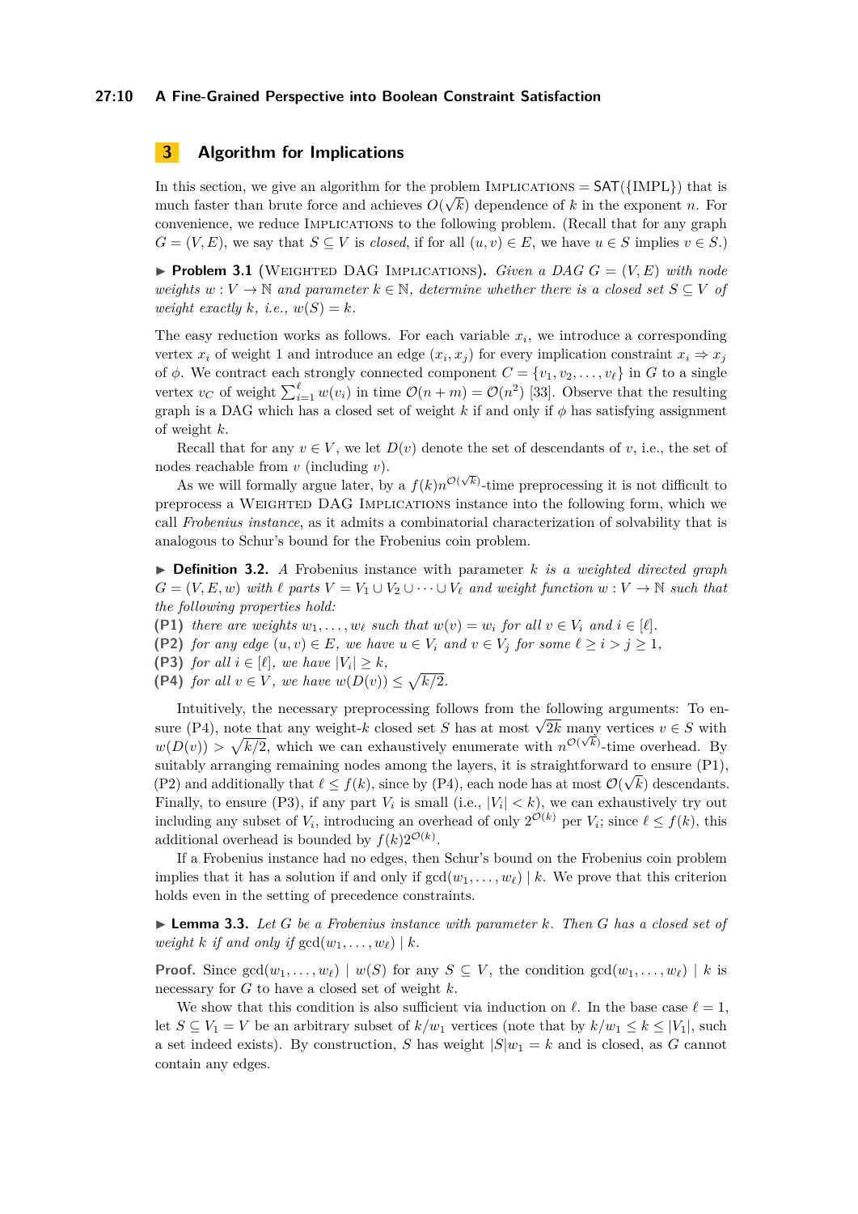## 3 Algorithm for Implications

In this section, we give an algorithm for the problem Implications = SAT({IMPL}) that is much faster than brute force and achieves $O(\sqrt{k})$ dependence of $k$ in the exponent $n$. For convenience, we reduce Implications to the following problem. (Recall that for any graph $G = (V, E)$, we say that $S \subseteq V$ is *closed*, if for all $(u, v) \in E$, we have $u \in S$ implies $v \in S$.)

▶ **Problem 3.1** (Weighted DAG Implications). *Given a DAG $G = (V, E)$ with node weights $w : V \to \mathbb{N}$ and parameter $k \in \mathbb{N}$, determine whether there is a closed set $S \subseteq V$ of weight exactly $k$, i.e., $w(S) = k$.*

The easy reduction works as follows. For each variable $x_i$, we introduce a corresponding vertex $x_i$ of weight 1 and introduce an edge $(x_i, x_j)$ for every implication constraint $x_i \Rightarrow x_j$ of $\phi$. We contract each strongly connected component $C = \{v_1, v_2, \dots, v_\ell\}$ in $G$ to a single vertex $v_C$ of weight $\sum_{i=1}^{\ell} w(v_i)$ in time $\mathcal{O}(n + m) = \mathcal{O}(n^2)$ [33]. Observe that the resulting graph is a DAG which has a closed set of weight $k$ if and only if $\phi$ has satisfying assignment of weight $k$.

Recall that for any $v \in V$, we let $D(v)$ denote the set of descendants of $v$, i.e., the set of nodes reachable from $v$ (including $v$).

As we will formally argue later, by a $f(k)n^{\mathcal{O}(\sqrt{k})}$-time preprocessing it is not difficult to preprocess a Weighted DAG Implications instance into the following form, which we call *Frobenius instance*, as it admits a combinatorial characterization of solvability that is analogous to Schur's bound for the Frobenius coin problem.

▶ **Definition 3.2.** *A Frobenius instance with parameter $k$ is a weighted directed graph $G = (V, E, w)$ with $\ell$ parts $V = V_1 \cup V_2 \cup \dots \cup V_\ell$ and weight function $w : V \to \mathbb{N}$ such that the following properties hold:*

**(P1)** *there are weights $w_1, \dots, w_\ell$ such that $w(v) = w_i$ for all $v \in V_i$ and $i \in [\ell]$.*

**(P2)** *for any edge $(u, v) \in E$, we have $u \in V_i$ and $v \in V_j$ for some $\ell \geq i > j \geq 1$,*

**(P3)** *for all $i \in [\ell]$, we have $|V_i| \geq k$,*

**(P4)** *for all $v \in V$, we have $w(D(v)) \leq \sqrt{k/2}$.*

Intuitively, the necessary preprocessing follows from the following arguments: To ensure (P4), note that any weight-$k$ closed set $S$ has at most $\sqrt{2k}$ many vertices $v \in S$ with $w(D(v)) > \sqrt{k/2}$, which we can exhaustively enumerate with $n^{\mathcal{O}(\sqrt{k})}$-time overhead. By suitably arranging remaining nodes among the layers, it is straightforward to ensure (P1), (P2) and additionally that $\ell \leq f(k)$, since by (P4), each node has at most $\mathcal{O}(\sqrt{k})$ descendants. Finally, to ensure (P3), if any part $V_i$ is small (i.e., $|V_i| < k$), we can exhaustively try out including any subset of $V_i$, introducing an overhead of only $2^{\mathcal{O}(k)}$ per $V_i$; since $\ell \leq f(k)$, this additional overhead is bounded by $f(k)2^{\mathcal{O}(k)}$.

If a Frobenius instance had no edges, then Schur's bound on the Frobenius coin problem implies that it has a solution if and only if $\gcd(w_1, \dots, w_\ell) \mid k$. We prove that this criterion holds even in the setting of precedence constraints.

▶ **Lemma 3.3.** *Let $G$ be a Frobenius instance with parameter $k$. Then $G$ has a closed set of weight $k$ if and only if $\gcd(w_1, \dots, w_\ell) \mid k$.*

**Proof.** Since $\gcd(w_1, \dots, w_\ell) \mid w(S)$ for any $S \subseteq V$, the condition $\gcd(w_1, \dots, w_\ell) \mid k$ is necessary for $G$ to have a closed set of weight $k$.

We show that this condition is also sufficient via induction on $\ell$. In the base case $\ell = 1$, let $S \subseteq V_1 = V$ be an arbitrary subset of $k/w_1$ vertices (note that by $k/w_1 \leq k \leq |V_1|$, such a set indeed exists). By construction, $S$ has weight $|S|w_1 = k$ and is closed, as $G$ cannot contain any edges.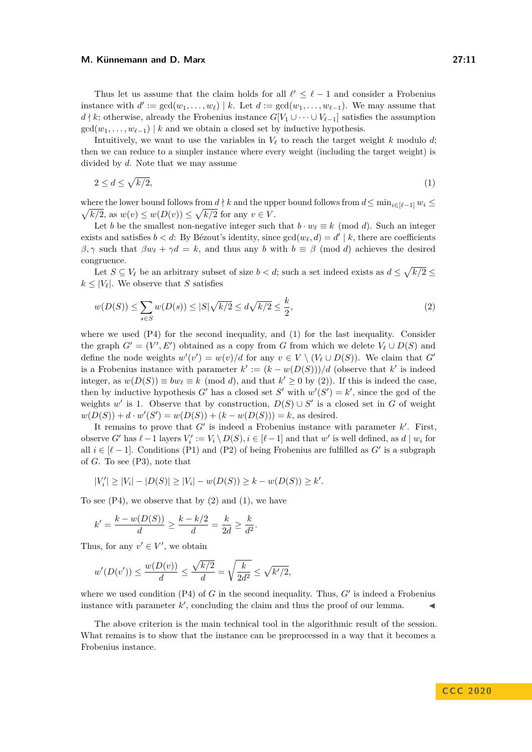Thus let us assume that the claim holds for all $\ell' \leq \ell - 1$ and consider a Frobenius instance with $d' := \gcd(w_1, \ldots, w_\ell) \mid k$. Let $d := \gcd(w_1, \ldots, w_{\ell-1})$. We may assume that $d \nmid k$; otherwise, already the Frobenius instance $G[V_1 \cup \cdots \cup V_{\ell-1}]$ satisfies the assumption $\gcd(w_1, \ldots, w_{\ell-1}) \mid k$ and we obtain a closed set by inductive hypothesis.

Intuitively, we want to use the variables in $V_\ell$ to reach the target weight $k$ modulo $d$; then we can reduce to a simpler instance where every weight (including the target weight) is divided by $d$. Note that we may assume

$$2 \leq d \leq \sqrt{k/2}, \tag{1}$$

where the lower bound follows from $d \nmid k$ and the upper bound follows from $d \leq \min_{i \in [\ell-1]} w_i \leq \sqrt{k/2}$, as $w(v) \leq w(D(v)) \leq \sqrt{k/2}$ for any $v \in V$.

Let $b$ be the smallest non-negative integer such that $b \cdot w_\ell \equiv k \pmod{d}$. Such an integer exists and satisfies $b < d$: By Bézout's identity, since $\gcd(w_\ell, d) = d' \mid k$, there are coefficients $\beta, \gamma$ such that $\beta w_\ell + \gamma d = k$, and thus any $b$ with $b \equiv \beta \pmod{d}$ achieves the desired congruence.

Let $S \subseteq V_\ell$ be an arbitrary subset of size $b < d$; such a set indeed exists as $d \leq \sqrt{k/2} \leq k \leq |V_\ell|$. We observe that $S$ satisfies

$$w(D(S)) \leq \sum_{s \in S} w(D(s)) \leq |S| \sqrt{k/2} \leq d\sqrt{k/2} \leq \frac{k}{2}, \tag{2}$$

where we used (P4) for the second inequality, and (1) for the last inequality. Consider the graph $G' = (V', E')$ obtained as a copy from $G$ from which we delete $V_\ell \cup D(S)$ and define the node weights $w'(v') = w(v)/d$ for any $v \in V \setminus (V_\ell \cup D(S))$. We claim that $G'$ is a Frobenius instance with parameter $k' := (k - w(D(S)))/d$ (observe that $k'$ is indeed integer, as $w(D(S)) \equiv bw_\ell \equiv k \pmod{d}$, and that $k' \geq 0$ by (2)). If this is indeed the case, then by inductive hypothesis $G'$ has a closed set $S'$ with $w'(S') = k'$, since the gcd of the weights $w'$ is 1. Observe that by construction, $D(S) \cup S'$ is a closed set in $G$ of weight $w(D(S)) + d \cdot w'(S') = w(D(S)) + (k - w(D(S))) = k$, as desired.

It remains to prove that $G'$ is indeed a Frobenius instance with parameter $k'$. First, observe $G'$ has $\ell - 1$ layers $V_i' := V_i \setminus D(S), i \in [\ell - 1]$ and that $w'$ is well defined, as $d \mid w_i$ for all $i \in [\ell - 1]$. Conditions (P1) and (P2) of being Frobenius are fulfilled as $G'$ is a subgraph of $G$. To see (P3), note that

$$|V_i'| \geq |V_i| - |D(S)| \geq |V_i| - w(D(S)) \geq k - w(D(S)) \geq k'.$$

To see (P4), we observe that by (2) and (1), we have

$$k' = \frac{k - w(D(S))}{d} \geq \frac{k - k/2}{d} = \frac{k}{2d} \geq \frac{k}{d^2}.$$

Thus, for any $v' \in V'$, we obtain

$$w'(D(v')) \leq \frac{w(D(v))}{d} \leq \frac{\sqrt{k/2}}{d} = \sqrt{\frac{k}{2d^2}} \leq \sqrt{k'/2},$$

where we used condition (P4) of $G$ in the second inequality. Thus, $G'$ is indeed a Frobenius instance with parameter $k'$, concluding the claim and thus the proof of our lemma. ◀

The above criterion is the main technical tool in the algorithmic result of the session. What remains is to show that the instance can be preprocessed in a way that it becomes a Frobenius instance.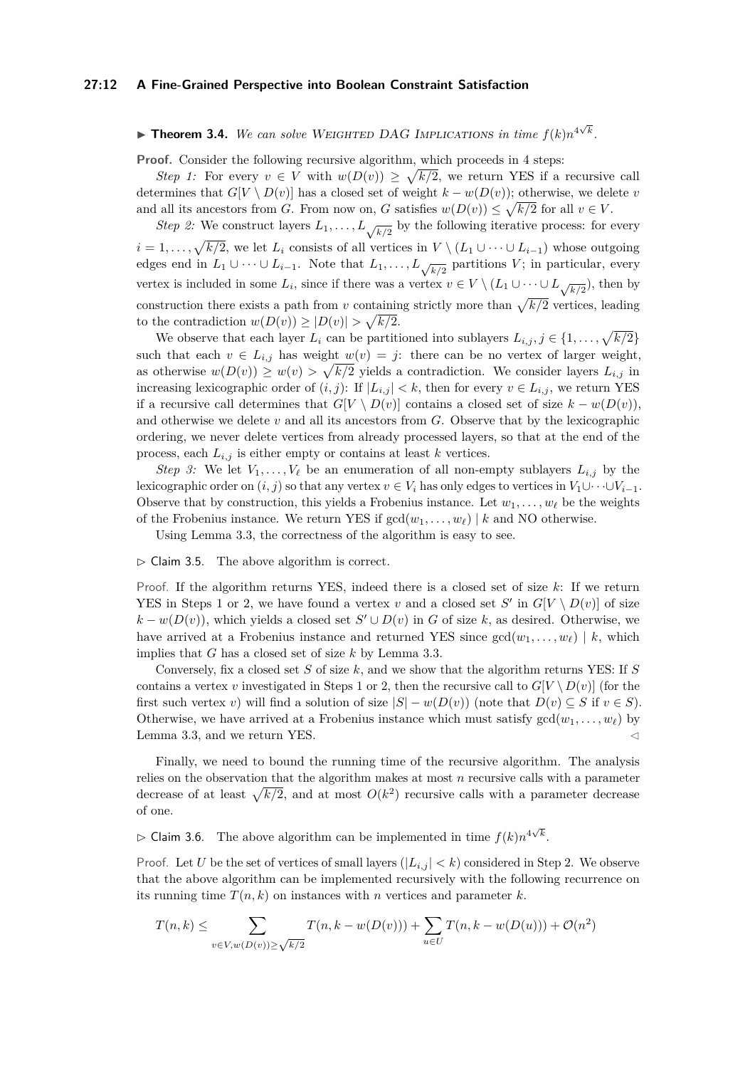▶ **Theorem 3.4.** *We can solve* Weighted DAG Implications *in time* $f(k)n^{4\sqrt{k}}$.

**Proof.** Consider the following recursive algorithm, which proceeds in 4 steps:

*Step 1:* For every $v \in V$ with $w(D(v)) \geq \sqrt{k/2}$, we return YES if a recursive call determines that $G[V \setminus D(v)]$ has a closed set of weight $k - w(D(v))$; otherwise, we delete $v$ and all its ancestors from $G$. From now on, $G$ satisfies $w(D(v)) \leq \sqrt{k/2}$ for all $v \in V$.

*Step 2:* We construct layers $L_1, \dots, L_{\sqrt{k/2}}$ by the following iterative process: for every $i = 1, \dots, \sqrt{k/2}$, we let $L_i$ consists of all vertices in $V \setminus (L_1 \cup \dots \cup L_{i-1})$ whose outgoing edges end in $L_1 \cup \dots \cup L_{i-1}$. Note that $L_1, \dots, L_{\sqrt{k/2}}$ partitions $V$; in particular, every vertex is included in some $L_i$, since if there was a vertex $v \in V \setminus (L_1 \cup \dots \cup L_{\sqrt{k/2}})$, then by construction there exists a path from $v$ containing strictly more than $\sqrt{k/2}$ vertices, leading to the contradiction $w(D(v)) \geq |D(v)| > \sqrt{k/2}$.

We observe that each layer $L_i$ can be partitioned into sublayers $L_{i,j}, j \in \{1, \dots, \sqrt{k/2}\}$ such that each $v \in L_{i,j}$ has weight $w(v) = j$: there can be no vertex of larger weight, as otherwise $w(D(v)) \geq w(v) > \sqrt{k/2}$ yields a contradiction. We consider layers $L_{i,j}$ in increasing lexicographic order of $(i,j)$: If $|L_{i,j}| < k$, then for every $v \in L_{i,j}$, we return YES if a recursive call determines that $G[V \setminus D(v)]$ contains a closed set of size $k - w(D(v))$, and otherwise we delete $v$ and all its ancestors from $G$. Observe that by the lexicographic ordering, we never delete vertices from already processed layers, so that at the end of the process, each $L_{i,j}$ is either empty or contains at least $k$ vertices.

*Step 3:* We let $V_1, \dots, V_\ell$ be an enumeration of all non-empty sublayers $L_{i,j}$ by the lexicographic order on $(i,j)$ so that any vertex $v \in V_i$ has only edges to vertices in $V_1 \cup \dots \cup V_{i-1}$. Observe that by construction, this yields a Frobenius instance. Let $w_1, \dots, w_\ell$ be the weights of the Frobenius instance. We return YES if $\gcd(w_1, \dots, w_\ell) \mid k$ and NO otherwise.

Using Lemma 3.3, the correctness of the algorithm is easy to see.

▷ Claim 3.5. The above algorithm is correct.

Proof. If the algorithm returns YES, indeed there is a closed set of size $k$: If we return YES in Steps 1 or 2, we have found a vertex $v$ and a closed set $S'$ in $G[V \setminus D(v)]$ of size $k - w(D(v))$, which yields a closed set $S' \cup D(v)$ in $G$ of size $k$, as desired. Otherwise, we have arrived at a Frobenius instance and returned YES since $\gcd(w_1, \dots, w_\ell) \mid k$, which implies that $G$ has a closed set of size $k$ by Lemma 3.3.

Conversely, fix a closed set $S$ of size $k$, and we show that the algorithm returns YES: If $S$ contains a vertex $v$ investigated in Steps 1 or 2, then the recursive call to $G[V \setminus D(v)]$ (for the first such vertex $v$) will find a solution of size $|S| - w(D(v))$ (note that $D(v) \subseteq S$ if $v \in S$). Otherwise, we have arrived at a Frobenius instance which must satisfy $\gcd(w_1, \dots, w_\ell)$ by Lemma 3.3, and we return YES. ◁

Finally, we need to bound the running time of the recursive algorithm. The analysis relies on the observation that the algorithm makes at most $n$ recursive calls with a parameter decrease of at least $\sqrt{k/2}$, and at most $O(k^2)$ recursive calls with a parameter decrease of one.

▷ Claim 3.6. The above algorithm can be implemented in time $f(k)n^{4\sqrt{k}}$.

Proof. Let $U$ be the set of vertices of small layers ($|L_{i,j}| < k$) considered in Step 2. We observe that the above algorithm can be implemented recursively with the following recurrence on its running time $T(n,k)$ on instances with $n$ vertices and parameter $k$.

$$T(n,k) \leq \sum_{v \in V, w(D(v)) \geq \sqrt{k/2}} T(n, k - w(D(v))) + \sum_{u \in U} T(n, k - w(D(u))) + \mathcal{O}(n^2)$$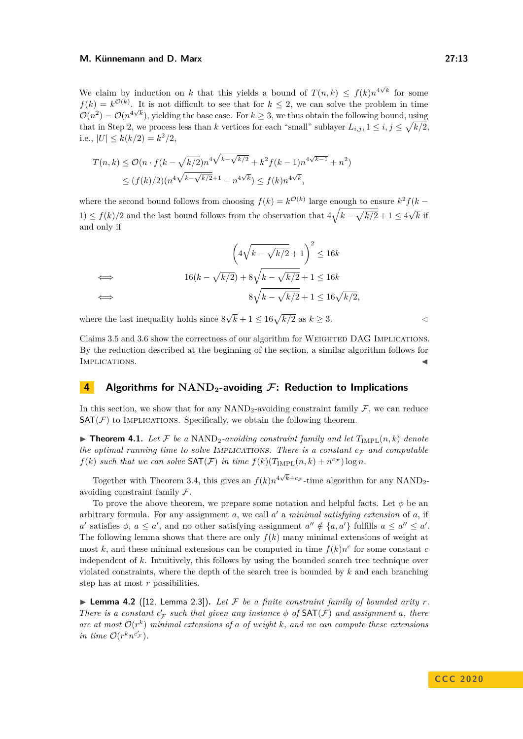We claim by induction on $k$ that this yields a bound of $T(n,k) \leq f(k)n^{4\sqrt{k}}$ for some $f(k) = k^{\mathcal{O}(k)}$. It is not difficult to see that for $k \leq 2$, we can solve the problem in time $\mathcal{O}(n^2) = \mathcal{O}(n^{4\sqrt{k}})$, yielding the base case. For $k \geq 3$, we thus obtain the following bound, using that in Step 2, we process less than $k$ vertices for each "small" sublayer $L_{i,j}, 1 \leq i,j \leq \sqrt{k/2}$, i.e., $|U| \leq k(k/2) = k^2/2$,

$$
\begin{aligned}
T(n,k) &\leq \mathcal{O}(n \cdot f(k - \sqrt{k/2})n^{4\sqrt{k-\sqrt{k/2}}} + k^2 f(k-1)n^{4\sqrt{k-1}} + n^2) \\
&\leq (f(k)/2)(n^{4\sqrt{k-\sqrt{k/2}}+1} + n^{4\sqrt{k}}) \leq f(k)n^{4\sqrt{k}},
\end{aligned}
$$

where the second bound follows from choosing $f(k) = k^{\mathcal{O}(k)}$ large enough to ensure $k^2 f(k-1) \leq f(k)/2$ and the last bound follows from the observation that $4\sqrt{k - \sqrt{k/2}} + 1 \leq 4\sqrt{k}$ if and only if

$$
\begin{aligned}
& \left(4\sqrt{k - \sqrt{k/2}} + 1\right)^2 \leq 16k \\
\iff \quad & 16(k - \sqrt{k/2}) + 8\sqrt{k - \sqrt{k/2}} + 1 \leq 16k \\
\iff \quad & 8\sqrt{k - \sqrt{k/2}} + 1 \leq 16\sqrt{k/2},
\end{aligned}
$$

where the last inequality holds since $8\sqrt{k} + 1 \leq 16\sqrt{k/2}$ as $k \geq 3$. ◁

Claims 3.5 and 3.6 show the correctness of our algorithm for WEIGHTED DAG IMPLICATIONS. By the reduction described at the beginning of the section, a similar algorithm follows for IMPLICATIONS. ◀

## 4 Algorithms for $\text{NAND}_2$-avoiding $\mathcal{F}$: Reduction to Implications

In this section, we show that for any $\text{NAND}_2$-avoiding constraint family $\mathcal{F}$, we can reduce $\mathsf{SAT}(\mathcal{F})$ to IMPLICATIONS. Specifically, we obtain the following theorem.

▶ **Theorem 4.1.** *Let $\mathcal{F}$ be a $\text{NAND}_2$-avoiding constraint family and let $T_{\text{IMPL}}(n,k)$ denote the optimal running time to solve* IMPLICATIONS. *There is a constant $c_{\mathcal{F}}$ and computable $f(k)$ such that we can solve $\mathsf{SAT}(\mathcal{F})$ in time $f(k)(T_{\text{IMPL}}(n,k) + n^{c_{\mathcal{F}}}) \log n$.*

Together with Theorem 3.4, this gives an $f(k)n^{4\sqrt{k}+c_{\mathcal{F}}}$-time algorithm for any $\text{NAND}_2$-avoiding constraint family $\mathcal{F}$.

To prove the above theorem, we prepare some notation and helpful facts. Let $\phi$ be an arbitrary formula. For any assignment $a$, we call $a'$ a *minimal satisfying extension* of $a$, if $a'$ satisfies $\phi$, $a \leq a'$, and no other satisfying assignment $a'' \notin \{a, a'\}$ fulfills $a \leq a'' \leq a'$. The following lemma shows that there are only $f(k)$ many minimal extensions of weight at most $k$, and these minimal extensions can be computed in time $f(k)n^c$ for some constant $c$ independent of $k$. Intuitively, this follows by using the bounded search tree technique over violated constraints, where the depth of the search tree is bounded by $k$ and each branching step has at most $r$ possibilities.

▶ **Lemma 4.2** ([12, Lemma 2.3]). *Let $\mathcal{F}$ be a finite constraint family of bounded arity $r$. There is a constant $c'_{\mathcal{F}}$ such that given any instance $\phi$ of $\mathsf{SAT}(\mathcal{F})$ and assignment $a$, there are at most $\mathcal{O}(r^k)$ minimal extensions of $a$ of weight $k$, and we can compute these extensions in time $\mathcal{O}(r^k n^{c'_{\mathcal{F}}})$.*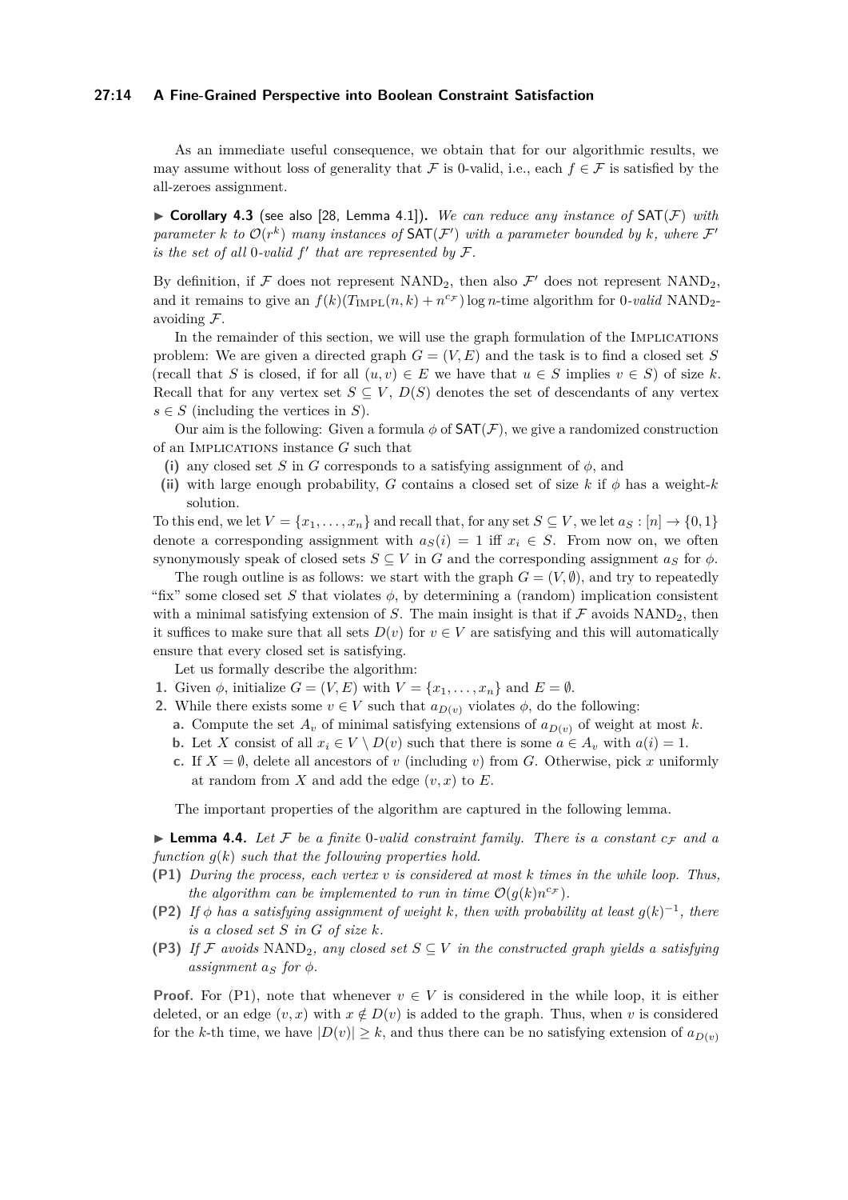As an immediate useful consequence, we obtain that for our algorithmic results, we may assume without loss of generality that $\mathcal{F}$ is 0-valid, i.e., each $f \in \mathcal{F}$ is satisfied by the all-zeroes assignment.

▶ **Corollary 4.3** (see also [28, Lemma 4.1]). *We can reduce any instance of* $\mathsf{SAT}(\mathcal{F})$ *with parameter* $k$ *to* $\mathcal{O}(r^k)$ *many instances of* $\mathsf{SAT}(\mathcal{F}')$ *with a parameter bounded by* $k$*, where* $\mathcal{F}'$ *is the set of all* 0*-valid* $f'$ *that are represented by* $\mathcal{F}$*.*

By definition, if $\mathcal{F}$ does not represent $\mathrm{NAND}_2$, then also $\mathcal{F}'$ does not represent $\mathrm{NAND}_2$, and it remains to give an $f(k)(T_{\mathrm{IMPL}}(n,k) + n^{c_{\mathcal{F}}})\log n$-time algorithm for 0-*valid* $\mathrm{NAND}_2$-avoiding $\mathcal{F}$.

In the remainder of this section, we will use the graph formulation of the Implications problem: We are given a directed graph $G = (V, E)$ and the task is to find a closed set $S$ (recall that $S$ is closed, if for all $(u, v) \in E$ we have that $u \in S$ implies $v \in S$) of size $k$. Recall that for any vertex set $S \subseteq V$, $D(S)$ denotes the set of descendants of any vertex $s \in S$ (including the vertices in $S$).

Our aim is the following: Given a formula $\phi$ of $\mathsf{SAT}(\mathcal{F})$, we give a randomized construction of an Implications instance $G$ such that

- **(i)** any closed set $S$ in $G$ corresponds to a satisfying assignment of $\phi$, and
- **(ii)** with large enough probability, $G$ contains a closed set of size $k$ if $\phi$ has a weight-$k$ solution.

To this end, we let $V = \{x_1, \ldots, x_n\}$ and recall that, for any set $S \subseteq V$, we let $a_S : [n] \to \{0, 1\}$ denote a corresponding assignment with $a_S(i) = 1$ iff $x_i \in S$. From now on, we often synonymously speak of closed sets $S \subseteq V$ in $G$ and the corresponding assignment $a_S$ for $\phi$.

The rough outline is as follows: we start with the graph $G = (V, \emptyset)$, and try to repeatedly "fix" some closed set $S$ that violates $\phi$, by determining a (random) implication consistent with a minimal satisfying extension of $S$. The main insight is that if $\mathcal{F}$ avoids $\mathrm{NAND}_2$, then it suffices to make sure that all sets $D(v)$ for $v \in V$ are satisfying and this will automatically ensure that every closed set is satisfying.

Let us formally describe the algorithm:

1. Given $\phi$, initialize $G = (V, E)$ with $V = \{x_1, \ldots, x_n\}$ and $E = \emptyset$.
2. While there exists some $v \in V$ such that $a_{D(v)}$ violates $\phi$, do the following:
   - **a.** Compute the set $A_v$ of minimal satisfying extensions of $a_{D(v)}$ of weight at most $k$.
   - **b.** Let $X$ consist of all $x_i \in V \setminus D(v)$ such that there is some $a \in A_v$ with $a(i) = 1$.
   - **c.** If $X = \emptyset$, delete all ancestors of $v$ (including $v$) from $G$. Otherwise, pick $x$ uniformly at random from $X$ and add the edge $(v, x)$ to $E$.

The important properties of the algorithm are captured in the following lemma.

▶ **Lemma 4.4.** *Let* $\mathcal{F}$ *be a finite* 0*-valid constraint family. There is a constant* $c_{\mathcal{F}}$ *and a function* $g(k)$ *such that the following properties hold.*

- **(P1)** *During the process, each vertex* $v$ *is considered at most* $k$ *times in the while loop. Thus, the algorithm can be implemented to run in time* $\mathcal{O}(g(k)n^{c_{\mathcal{F}}})$*.*
- **(P2)** *If* $\phi$ *has a satisfying assignment of weight* $k$*, then with probability at least* $g(k)^{-1}$*, there is a closed set* $S$ *in* $G$ *of size* $k$*.*
- **(P3)** *If* $\mathcal{F}$ *avoids* $\mathrm{NAND}_2$*, any closed set* $S \subseteq V$ *in the constructed graph yields a satisfying assignment* $a_S$ *for* $\phi$*.*

**Proof.** For (P1), note that whenever $v \in V$ is considered in the while loop, it is either deleted, or an edge $(v, x)$ with $x \notin D(v)$ is added to the graph. Thus, when $v$ is considered for the $k$-th time, we have $|D(v)| \geq k$, and thus there can be no satisfying extension of $a_{D(v)}$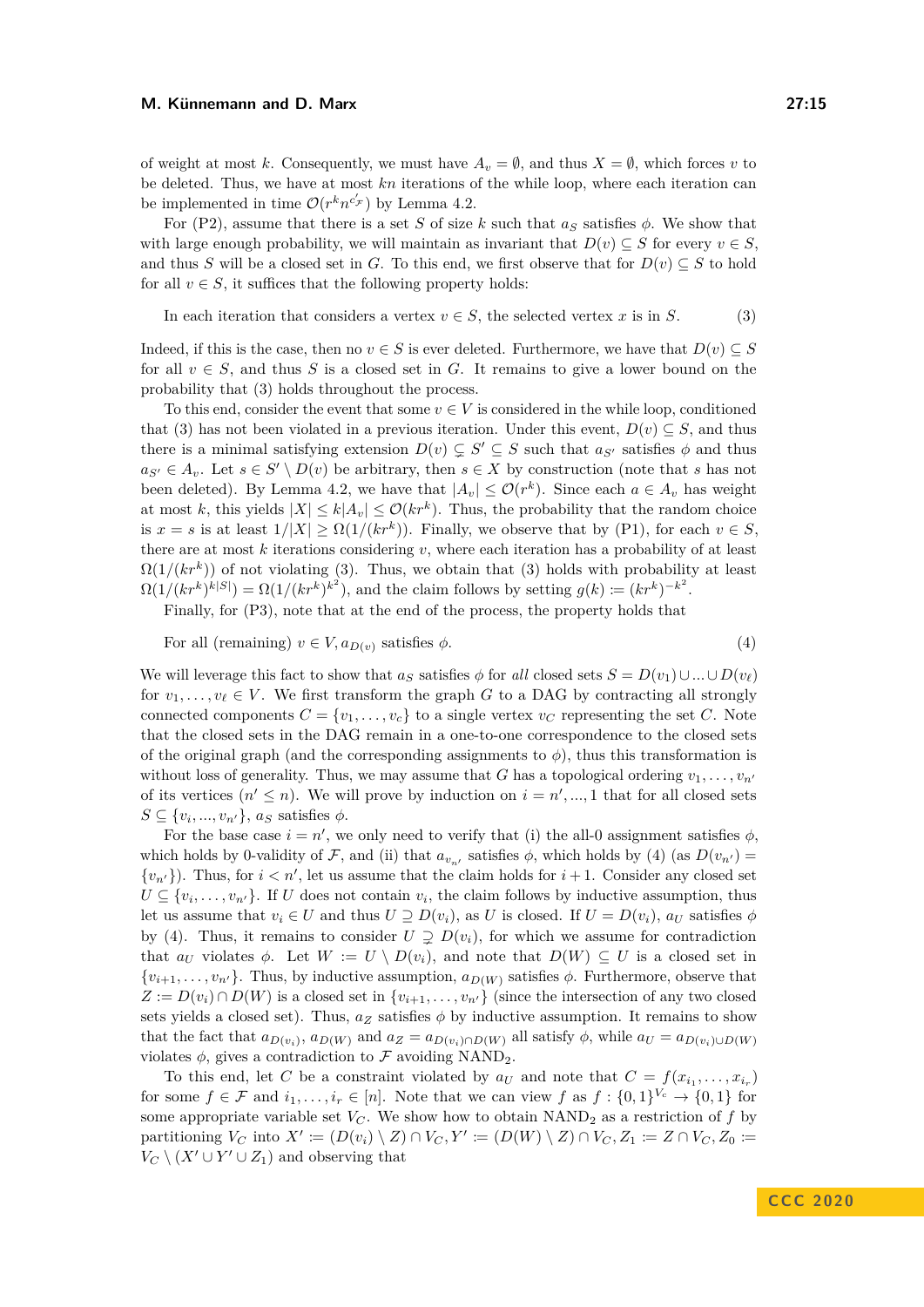of weight at most $k$. Consequently, we must have $A_v = \emptyset$, and thus $X = \emptyset$, which forces $v$ to be deleted. Thus, we have at most $kn$ iterations of the while loop, where each iteration can be implemented in time $\mathcal{O}(r^k n^{c'_{\mathcal{F}}})$ by Lemma 4.2.

For (P2), assume that there is a set $S$ of size $k$ such that $a_S$ satisfies $\phi$. We show that with large enough probability, we will maintain as invariant that $D(v) \subseteq S$ for every $v \in S$, and thus $S$ will be a closed set in $G$. To this end, we first observe that for $D(v) \subseteq S$ to hold for all $v \in S$, it suffices that the following property holds:

$$\text{In each iteration that considers a vertex } v \in S, \text{ the selected vertex } x \text{ is in } S. \tag{3}$$

Indeed, if this is the case, then no $v \in S$ is ever deleted. Furthermore, we have that $D(v) \subseteq S$ for all $v \in S$, and thus $S$ is a closed set in $G$. It remains to give a lower bound on the probability that (3) holds throughout the process.

To this end, consider the event that some $v \in V$ is considered in the while loop, conditioned that (3) has not been violated in a previous iteration. Under this event, $D(v) \subseteq S$, and thus there is a minimal satisfying extension $D(v) \subsetneq S' \subseteq S$ such that $a_{S'}$ satisfies $\phi$ and thus $a_{S'} \in A_v$. Let $s \in S' \setminus D(v)$ be arbitrary, then $s \in X$ by construction (note that $s$ has not been deleted). By Lemma 4.2, we have that $|A_v| \leq \mathcal{O}(r^k)$. Since each $a \in A_v$ has weight at most $k$, this yields $|X| \leq k|A_v| \leq \mathcal{O}(kr^k)$. Thus, the probability that the random choice is $x = s$ is at least $1/|X| \geq \Omega(1/(kr^k))$. Finally, we observe that by (P1), for each $v \in S$, there are at most $k$ iterations considering $v$, where each iteration has a probability of at least $\Omega(1/(kr^k))$ of not violating (3). Thus, we obtain that (3) holds with probability at least $\Omega(1/(kr^k)^{k|S|}) = \Omega(1/(kr^k)^{k^2})$, and the claim follows by setting $g(k) := (kr^k)^{-k^2}$.

Finally, for (P3), note that at the end of the process, the property holds that

$$\text{For all (remaining) } v \in V, a_{D(v)} \text{ satisfies } \phi. \tag{4}$$

We will leverage this fact to show that $a_S$ satisfies $\phi$ for *all* closed sets $S = D(v_1) \cup ... \cup D(v_\ell)$ for $v_1, \ldots, v_\ell \in V$. We first transform the graph $G$ to a DAG by contracting all strongly connected components $C = \{v_1, \ldots, v_c\}$ to a single vertex $v_C$ representing the set $C$. Note that the closed sets in the DAG remain in a one-to-one correspondence to the closed sets of the original graph (and the corresponding assignments to $\phi$), thus this transformation is without loss of generality. Thus, we may assume that $G$ has a topological ordering $v_1, \ldots, v_{n'}$ of its vertices ($n' \leq n$). We will prove by induction on $i = n', ..., 1$ that for all closed sets $S \subseteq \{v_i, ..., v_{n'}\}$, $a_S$ satisfies $\phi$.

For the base case $i = n'$, we only need to verify that (i) the all-0 assignment satisfies $\phi$, which holds by 0-validity of $\mathcal{F}$, and (ii) that $a_{v_{n'}}$ satisfies $\phi$, which holds by (4) (as $D(v_{n'}) = \{v_{n'}\}$). Thus, for $i < n'$, let us assume that the claim holds for $i + 1$. Consider any closed set $U \subseteq \{v_i, \ldots, v_{n'}\}$. If $U$ does not contain $v_i$, the claim follows by inductive assumption, thus let us assume that $v_i \in U$ and thus $U \supseteq D(v_i)$, as $U$ is closed. If $U = D(v_i)$, $a_U$ satisfies $\phi$ by (4). Thus, it remains to consider $U \supsetneq D(v_i)$, for which we assume for contradiction that $a_U$ violates $\phi$. Let $W := U \setminus D(v_i)$, and note that $D(W) \subseteq U$ is a closed set in $\{v_{i+1}, \ldots, v_{n'}\}$. Thus, by inductive assumption, $a_{D(W)}$ satisfies $\phi$. Furthermore, observe that $Z := D(v_i) \cap D(W)$ is a closed set in $\{v_{i+1}, \ldots, v_{n'}\}$ (since the intersection of any two closed sets yields a closed set). Thus, $a_Z$ satisfies $\phi$ by inductive assumption. It remains to show that the fact that $a_{D(v_i)}$, $a_{D(W)}$ and $a_Z = a_{D(v_i) \cap D(W)}$ all satisfy $\phi$, while $a_U = a_{D(v_i) \cup D(W)}$ violates $\phi$, gives a contradiction to $\mathcal{F}$ avoiding $\text{NAND}_2$.

To this end, let $C$ be a constraint violated by $a_U$ and note that $C = f(x_{i_1}, \ldots, x_{i_r})$ for some $f \in \mathcal{F}$ and $i_1, \ldots, i_r \in [n]$. Note that we can view $f$ as $f : \{0,1\}^{V_c} \to \{0,1\}$ for some appropriate variable set $V_C$. We show how to obtain $\text{NAND}_2$ as a restriction of $f$ by partitioning $V_C$ into $X' := (D(v_i) \setminus Z) \cap V_C, Y' := (D(W) \setminus Z) \cap V_C, Z_1 := Z \cap V_C, Z_0 := V_C \setminus (X' \cup Y' \cup Z_1)$ and observing that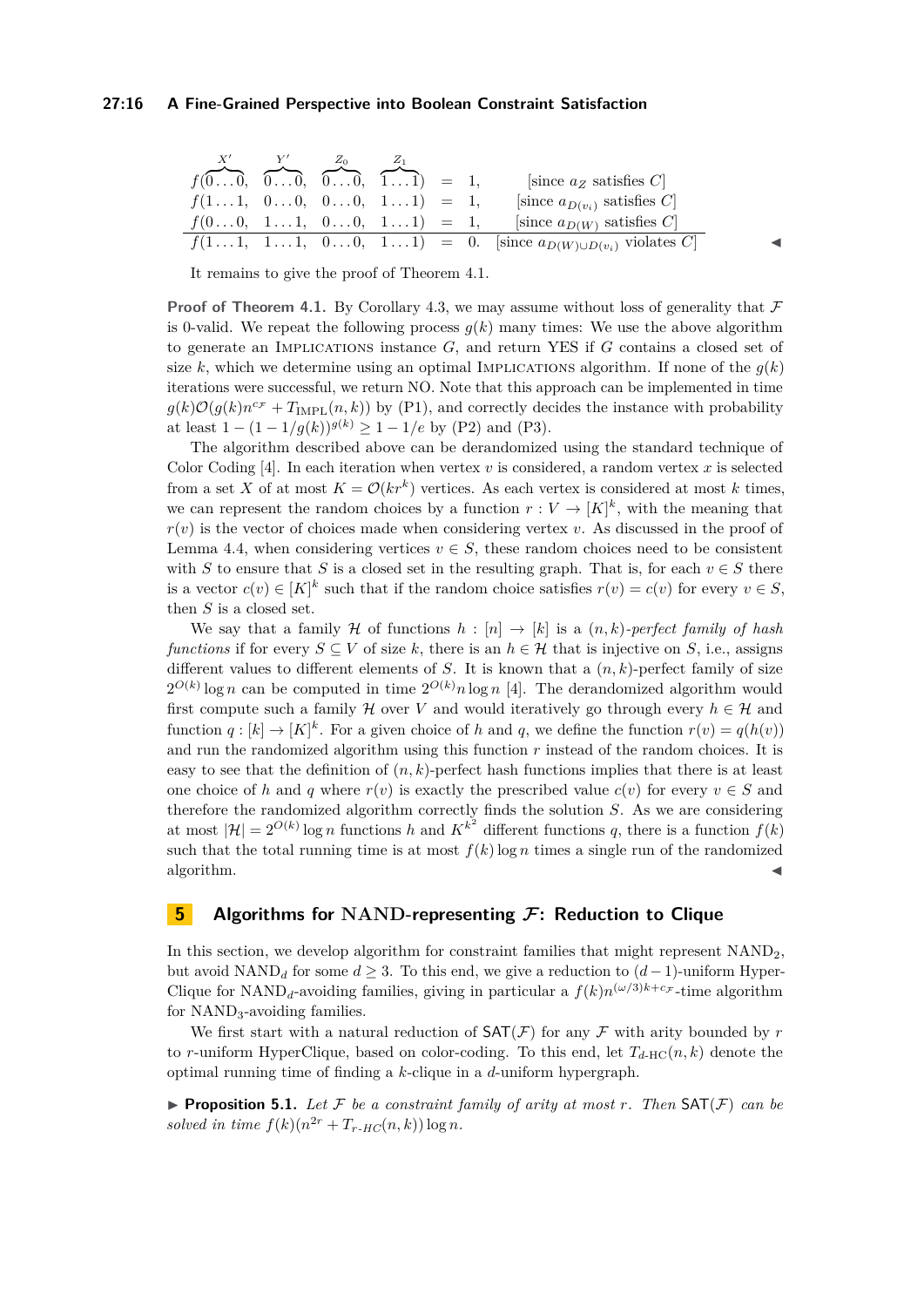$$
\begin{array}{llllcll}
f(\overbrace{0\dots0}^{X'}, & \overbrace{0\dots0}^{Y'}, & \overbrace{0\dots0}^{Z_0}, & \overbrace{1\dots1}^{Z_1}) & = & 1, & \text{[since } a_Z \text{ satisfies } C\text{]} \\
f(1\dots1, & 0\dots0, & 0\dots0, & 1\dots1) & = & 1, & \text{[since } a_{D(v_i)} \text{ satisfies } C\text{]} \\
f(0\dots0, & 1\dots1, & 0\dots0, & 1\dots1) & = & 1, & \text{[since } a_{D(W)} \text{ satisfies } C\text{]} \\
\hline
f(1\dots1, & 1\dots1, & 0\dots0, & 1\dots1) & = & 0. & \text{[since } a_{D(W)\cup D(v_i)} \text{ violates } C\text{]}
\end{array}
$$
◀

It remains to give the proof of Theorem 4.1.

**Proof of Theorem 4.1.** By Corollary 4.3, we may assume without loss of generality that $\mathcal{F}$ is 0-valid. We repeat the following process $g(k)$ many times: We use the above algorithm to generate an IMPLICATIONS instance $G$, and return YES if $G$ contains a closed set of size $k$, which we determine using an optimal IMPLICATIONS algorithm. If none of the $g(k)$ iterations were successful, we return NO. Note that this approach can be implemented in time $g(k)\mathcal{O}(g(k)n^{c_{\mathcal{F}}} + T_{\text{IMPL}}(n,k))$ by (P1), and correctly decides the instance with probability at least $1-(1-1/g(k))^{g(k)} \geq 1-1/e$ by (P2) and (P3).

The algorithm described above can be derandomized using the standard technique of Color Coding [4]. In each iteration when vertex $v$ is considered, a random vertex $x$ is selected from a set $X$ of at most $K = \mathcal{O}(kr^k)$ vertices. As each vertex is considered at most $k$ times, we can represent the random choices by a function $r : V \to [K]^k$, with the meaning that $r(v)$ is the vector of choices made when considering vertex $v$. As discussed in the proof of Lemma 4.4, when considering vertices $v \in S$, these random choices need to be consistent with $S$ to ensure that $S$ is a closed set in the resulting graph. That is, for each $v \in S$ there is a vector $c(v) \in [K]^k$ such that if the random choice satisfies $r(v) = c(v)$ for every $v \in S$, then $S$ is a closed set.

We say that a family $\mathcal{H}$ of functions $h : [n] \to [k]$ is a *$(n,k)$-perfect family of hash functions* if for every $S \subseteq V$ of size $k$, there is an $h \in \mathcal{H}$ that is injective on $S$, i.e., assigns different values to different elements of $S$. It is known that a $(n,k)$-perfect family of size $2^{O(k)} \log n$ can be computed in time $2^{O(k)} n \log n$ [4]. The derandomized algorithm would first compute such a family $\mathcal{H}$ over $V$ and would iteratively go through every $h \in \mathcal{H}$ and function $q : [k] \to [K]^k$. For a given choice of $h$ and $q$, we define the function $r(v) = q(h(v))$ and run the randomized algorithm using this function $r$ instead of the random choices. It is easy to see that the definition of $(n,k)$-perfect hash functions implies that there is at least one choice of $h$ and $q$ where $r(v)$ is exactly the prescribed value $c(v)$ for every $v \in S$ and therefore the randomized algorithm correctly finds the solution $S$. As we are considering at most $|\mathcal{H}| = 2^{O(k)} \log n$ functions $h$ and $K^{k^2}$ different functions $q$, there is a function $f(k)$ such that the total running time is at most $f(k) \log n$ times a single run of the randomized algorithm. ◀

## 5 Algorithms for NAND-representing $\mathcal{F}$: Reduction to Clique

In this section, we develop algorithm for constraint families that might represent $\text{NAND}_2$, but avoid $\text{NAND}_d$ for some $d \geq 3$. To this end, we give a reduction to $(d-1)$-uniform HyperClique for $\text{NAND}_d$-avoiding families, giving in particular a $f(k)n^{(\omega/3)k+c_{\mathcal{F}}}$-time algorithm for $\text{NAND}_3$-avoiding families.

We first start with a natural reduction of $\mathsf{SAT}(\mathcal{F})$ for any $\mathcal{F}$ with arity bounded by $r$ to $r$-uniform HyperClique, based on color-coding. To this end, let $T_{d\text{-HC}}(n,k)$ denote the optimal running time of finding a $k$-clique in a $d$-uniform hypergraph.

▶ **Proposition 5.1.** *Let $\mathcal{F}$ be a constraint family of arity at most $r$. Then $\mathsf{SAT}(\mathcal{F})$ can be solved in time $f(k)(n^{2r} + T_{r\text{-}HC}(n,k)) \log n$.*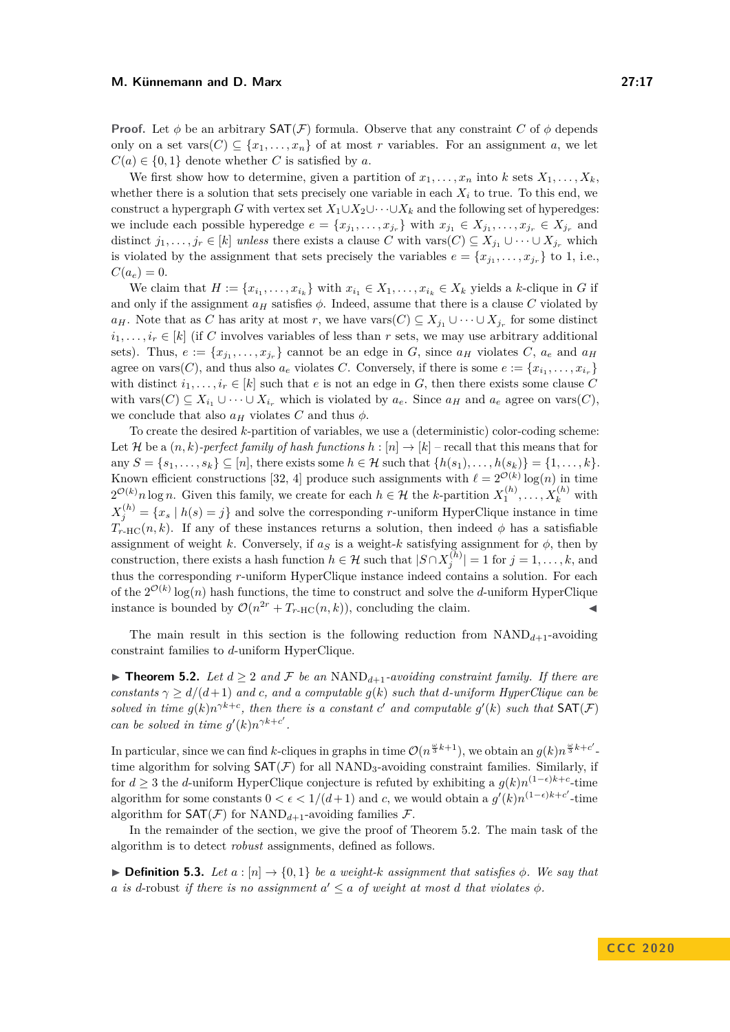**Proof.** Let $\phi$ be an arbitrary $\mathsf{SAT}(\mathcal{F})$ formula. Observe that any constraint $C$ of $\phi$ depends only on a set $\text{vars}(C) \subseteq \{x_1, \dots, x_n\}$ of at most $r$ variables. For an assignment $a$, we let $C(a) \in \{0, 1\}$ denote whether $C$ is satisfied by $a$.

We first show how to determine, given a partition of $x_1, \dots, x_n$ into $k$ sets $X_1, \dots, X_k$, whether there is a solution that sets precisely one variable in each $X_i$ to true. To this end, we construct a hypergraph $G$ with vertex set $X_1 \cup X_2 \cup \dots \cup X_k$ and the following set of hyperedges: we include each possible hyperedge $e = \{x_{j_1}, \dots, x_{j_r}\}$ with $x_{j_1} \in X_{j_1}, \dots, x_{j_r} \in X_{j_r}$ and distinct $j_1, \dots, j_r \in [k]$ *unless* there exists a clause $C$ with $\text{vars}(C) \subseteq X_{j_1} \cup \dots \cup X_{j_r}$ which is violated by the assignment that sets precisely the variables $e = \{x_{j_1}, \dots, x_{j_r}\}$ to 1, i.e., $C(a_e) = 0$.

We claim that $H := \{x_{i_1}, \dots, x_{i_k}\}$ with $x_{i_1} \in X_1, \dots, x_{i_k} \in X_k$ yields a $k$-clique in $G$ if and only if the assignment $a_H$ satisfies $\phi$. Indeed, assume that there is a clause $C$ violated by $a_H$. Note that as $C$ has arity at most $r$, we have $\text{vars}(C) \subseteq X_{j_1} \cup \dots \cup X_{j_r}$ for some distinct $i_1, \dots, i_r \in [k]$ (if $C$ involves variables of less than $r$ sets, we may use arbitrary additional sets). Thus, $e := \{x_{j_1}, \dots, x_{j_r}\}$ cannot be an edge in $G$, since $a_H$ violates $C$, $a_e$ and $a_H$ agree on $\text{vars}(C)$, and thus also $a_e$ violates $C$. Conversely, if there is some $e := \{x_{i_1}, \dots, x_{i_r}\}$ with distinct $i_1, \dots, i_r \in [k]$ such that $e$ is not an edge in $G$, then there exists some clause $C$ with $\text{vars}(C) \subseteq X_{i_1} \cup \dots \cup X_{i_r}$ which is violated by $a_e$. Since $a_H$ and $a_e$ agree on $\text{vars}(C)$, we conclude that also $a_H$ violates $C$ and thus $\phi$.

To create the desired $k$-partition of variables, we use a (deterministic) color-coding scheme: Let $\mathcal{H}$ be a $(n, k)$*-perfect family of hash functions* $h : [n] \to [k]$ – recall that this means that for any $S = \{s_1, \dots, s_k\} \subseteq [n]$, there exists some $h \in \mathcal{H}$ such that $\{h(s_1), \dots, h(s_k)\} = \{1, \dots, k\}$. Known efficient constructions [32, 4] produce such assignments with $\ell = 2^{\mathcal{O}(k)} \log(n)$ in time $2^{\mathcal{O}(k)} n \log n$. Given this family, we create for each $h \in \mathcal{H}$ the $k$-partition $X_1^{(h)}, \dots, X_k^{(h)}$ with $X_j^{(h)} = \{x_s \mid h(s) = j\}$ and solve the corresponding $r$-uniform HyperClique instance in time $T_{r\text{-HC}}(n, k)$. If any of these instances returns a solution, then indeed $\phi$ has a satisfiable assignment of weight $k$. Conversely, if $a_S$ is a weight-$k$ satisfying assignment for $\phi$, then by construction, there exists a hash function $h \in \mathcal{H}$ such that $|S \cap X_j^{(h)}| = 1$ for $j = 1, \dots, k$, and thus the corresponding $r$-uniform HyperClique instance indeed contains a solution. For each of the $2^{\mathcal{O}(k)} \log(n)$ hash functions, the time to construct and solve the $d$-uniform HyperClique instance is bounded by $\mathcal{O}(n^{2r} + T_{r\text{-HC}}(n, k))$, concluding the claim. ◀

The main result in this section is the following reduction from $\text{NAND}_{d+1}$-avoiding constraint families to $d$-uniform HyperClique.

▶ **Theorem 5.2.** *Let $d \geq 2$ and $\mathcal{F}$ be an $\text{NAND}_{d+1}$-avoiding constraint family. If there are constants $\gamma \geq d/(d+1)$ and $c$, and a computable $g(k)$ such that $d$-uniform HyperClique can be solved in time $g(k) n^{\gamma k + c}$, then there is a constant $c'$ and computable $g'(k)$ such that $\mathsf{SAT}(\mathcal{F})$ can be solved in time $g'(k) n^{\gamma k + c'}$.*

In particular, since we can find $k$-cliques in graphs in time $\mathcal{O}(n^{\frac{\omega}{3}k+1})$, we obtain an $g(k)n^{\frac{\omega}{3}k+c'}$-time algorithm for solving $\mathsf{SAT}(\mathcal{F})$ for all $\text{NAND}_3$-avoiding constraint families. Similarly, if for $d \geq 3$ the $d$-uniform HyperClique conjecture is refuted by exhibiting a $g(k)n^{(1-\epsilon)k+c}$-time algorithm for some constants $0 < \epsilon < 1/(d+1)$ and $c$, we would obtain a $g'(k)n^{(1-\epsilon)k+c'}$-time algorithm for $\mathsf{SAT}(\mathcal{F})$ for $\text{NAND}_{d+1}$-avoiding families $\mathcal{F}$.

In the remainder of the section, we give the proof of Theorem 5.2. The main task of the algorithm is to detect *robust* assignments, defined as follows.

▶ **Definition 5.3.** *Let $a : [n] \to \{0, 1\}$ be a weight-$k$ assignment that satisfies $\phi$. We say that $a$ is $d$-robust if there is no assignment $a' \leq a$ of weight at most $d$ that violates $\phi$.*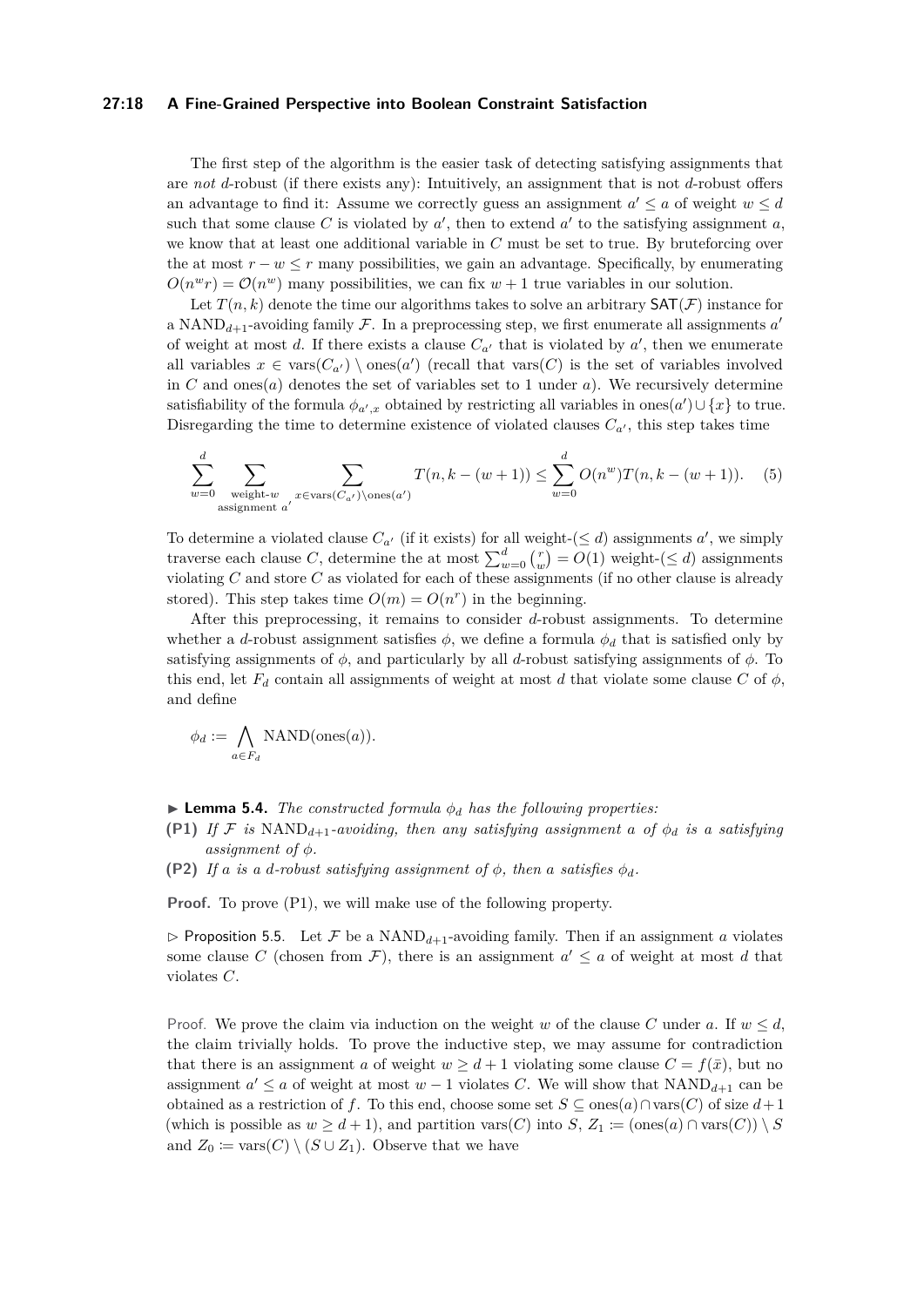The first step of the algorithm is the easier task of detecting satisfying assignments that are *not* $d$-robust (if there exists any): Intuitively, an assignment that is not $d$-robust offers an advantage to find it: Assume we correctly guess an assignment $a' \leq a$ of weight $w \leq d$ such that some clause $C$ is violated by $a'$, then to extend $a'$ to the satisfying assignment $a$, we know that at least one additional variable in $C$ must be set to true. By bruteforcing over the at most $r - w \leq r$ many possibilities, we gain an advantage. Specifically, by enumerating $O(n^w r) = \mathcal{O}(n^w)$ many possibilities, we can fix $w+1$ true variables in our solution.

Let $T(n, k)$ denote the time our algorithms takes to solve an arbitrary $\mathsf{SAT}(\mathcal{F})$ instance for a $\text{NAND}_{d+1}$-avoiding family $\mathcal{F}$. In a preprocessing step, we first enumerate all assignments $a'$ of weight at most $d$. If there exists a clause $C_{a'}$ that is violated by $a'$, then we enumerate all variables $x \in \text{vars}(C_{a'}) \setminus \text{ones}(a')$ (recall that $\text{vars}(C)$ is the set of variables involved in $C$ and $\text{ones}(a)$ denotes the set of variables set to 1 under $a$). We recursively determine satisfiability of the formula $\phi_{a',x}$ obtained by restricting all variables in $\text{ones}(a') \cup \{x\}$ to true. Disregarding the time to determine existence of violated clauses $C_{a'}$, this step takes time

$$\sum_{w=0}^{d} \sum_{\substack{\text{weight-}w \\ \text{assignment } a'}} \sum_{x \in \text{vars}(C_{a'}) \setminus \text{ones}(a')} T(n, k-(w+1)) \leq \sum_{w=0}^{d} O(n^w) T(n, k-(w+1)). \quad (5)$$

To determine a violated clause $C_{a'}$ (if it exists) for all weight-($\leq d$) assignments $a'$, we simply traverse each clause $C$, determine the at most $\sum_{w=0}^{d} \binom{r}{w} = O(1)$ weight-($\leq d$) assignments violating $C$ and store $C$ as violated for each of these assignments (if no other clause is already stored). This step takes time $O(m) = O(n^r)$ in the beginning.

After this preprocessing, it remains to consider $d$-robust assignments. To determine whether a $d$-robust assignment satisfies $\phi$, we define a formula $\phi_d$ that is satisfied only by satisfying assignments of $\phi$, and particularly by all $d$-robust satisfying assignments of $\phi$. To this end, let $F_d$ contain all assignments of weight at most $d$ that violate some clause $C$ of $\phi$, and define

$$\phi_d := \bigwedge_{a \in F_d} \text{NAND}(\text{ones}(a)).$$

▶ **Lemma 5.4.** *The constructed formula $\phi_d$ has the following properties:*

**(P1)** *If $\mathcal{F}$ is $\text{NAND}_{d+1}$-avoiding, then any satisfying assignment $a$ of $\phi_d$ is a satisfying assignment of $\phi$.*

**(P2)** *If $a$ is a $d$-robust satisfying assignment of $\phi$, then $a$ satisfies $\phi_d$.*

**Proof.** To prove (P1), we will make use of the following property.

▷ Proposition 5.5. Let $\mathcal{F}$ be a $\text{NAND}_{d+1}$-avoiding family. Then if an assignment $a$ violates some clause $C$ (chosen from $\mathcal{F}$), there is an assignment $a' \leq a$ of weight at most $d$ that violates $C$.

Proof. We prove the claim via induction on the weight $w$ of the clause $C$ under $a$. If $w \leq d$, the claim trivially holds. To prove the inductive step, we may assume for contradiction that there is an assignment $a$ of weight $w \geq d+1$ violating some clause $C = f(\bar{x})$, but no assignment $a' \leq a$ of weight at most $w-1$ violates $C$. We will show that $\text{NAND}_{d+1}$ can be obtained as a restriction of $f$. To this end, choose some set $S \subseteq \text{ones}(a) \cap \text{vars}(C)$ of size $d+1$ (which is possible as $w \geq d+1$), and partition $\text{vars}(C)$ into $S$, $Z_1 := (\text{ones}(a) \cap \text{vars}(C)) \setminus S$ and $Z_0 := \text{vars}(C) \setminus (S \cup Z_1)$. Observe that we have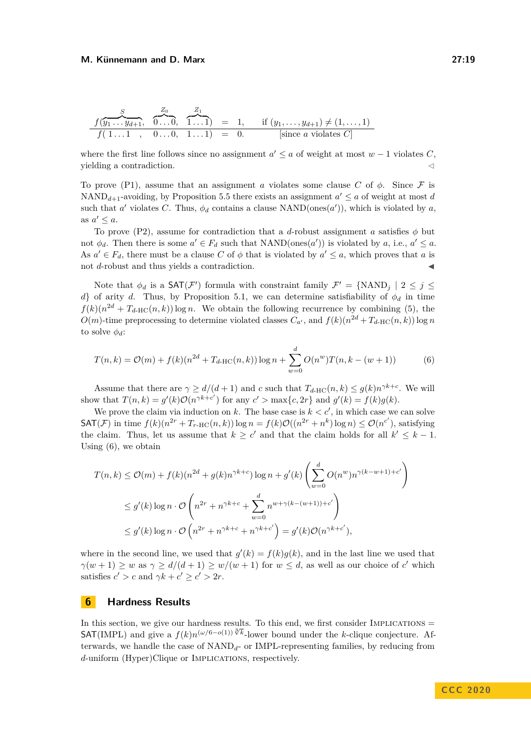$$
\begin{array}{rcll}
f(\overbrace{y_1 \ldots y_{d+1}}^{S}, & \overbrace{0 \ldots 0}^{Z_0}, & \overbrace{1 \ldots 1}^{Z_1}) = 1, & \text{if } (y_1, \ldots, y_{d+1}) \neq (1, \ldots, 1) \\
\hline
f(\ 1 \ldots 1\ \ , & 0 \ldots 0, & 1 \ldots 1) = 0. & \text{[since } a \text{ violates } C\text{]}
\end{array}
$$

where the first line follows since no assignment $a' \leq a$ of weight at most $w - 1$ violates $C$, yielding a contradiction. ◁

To prove (P1), assume that an assignment $a$ violates some clause $C$ of $\phi$. Since $\mathcal{F}$ is $\text{NAND}_{d+1}$-avoiding, by Proposition 5.5 there exists an assignment $a' \leq a$ of weight at most $d$ such that $a'$ violates $C$. Thus, $\phi_d$ contains a clause $\text{NAND}(\text{ones}(a'))$, which is violated by $a$, as $a' \leq a$.

To prove (P2), assume for contradiction that a $d$-robust assignment $a$ satisfies $\phi$ but not $\phi_d$. Then there is some $a' \in F_d$ such that $\text{NAND}(\text{ones}(a'))$ is violated by $a$, i.e., $a' \leq a$. As $a' \in F_d$, there must be a clause $C$ of $\phi$ that is violated by $a' \leq a$, which proves that $a$ is not $d$-robust and thus yields a contradiction. ◀

Note that $\phi_d$ is a $\mathsf{SAT}(\mathcal{F}')$ formula with constraint family $\mathcal{F}' = \{\text{NAND}_j \mid 2 \leq j \leq d\}$ of arity $d$. Thus, by Proposition 5.1, we can determine satisfiability of $\phi_d$ in time $f(k)(n^{2d} + T_{d\text{-HC}}(n,k)) \log n$. We obtain the following recurrence by combining (5), the $O(m)$-time preprocessing to determine violated classes $C_{a'}$, and $f(k)(n^{2d} + T_{d\text{-HC}}(n,k)) \log n$ to solve $\phi_d$:

$$
T(n,k) = \mathcal{O}(m) + f(k)(n^{2d} + T_{d\text{-HC}}(n,k)) \log n + \sum_{w=0}^{d} O(n^w) T(n, k - (w+1)) \tag{6}
$$

Assume that there are $\gamma \geq d/(d+1)$ and $c$ such that $T_{d\text{-HC}}(n,k) \leq g(k) n^{\gamma k + c}$. We will show that $T(n,k) = g'(k) \mathcal{O}(n^{\gamma k + c'})$ for any $c' > \max\{c, 2r\}$ and $g'(k) = f(k)g(k)$.

We prove the claim via induction on $k$. The base case is $k < c'$, in which case we can solve $\mathsf{SAT}(\mathcal{F})$ in time $f(k)(n^{2r} + T_{r\text{-HC}}(n,k)) \log n = f(k)\mathcal{O}((n^{2r} + n^k) \log n) \leq \mathcal{O}(n^{c'})$, satisfying the claim. Thus, let us assume that $k \geq c'$ and that the claim holds for all $k' \leq k - 1$. Using (6), we obtain

$$
\begin{aligned}
T(n,k) &\leq \mathcal{O}(m) + f(k)(n^{2d} + g(k) n^{\gamma k + c}) \log n + g'(k) \left( \sum_{w=0}^{d} O(n^w) n^{\gamma(k - w + 1) + c'} \right) \\
&\leq g'(k) \log n \cdot \mathcal{O}\left( n^{2r} + n^{\gamma k + c} + \sum_{w=0}^{d} n^{w + \gamma(k - (w+1)) + c'} \right) \\
&\leq g'(k) \log n \cdot \mathcal{O}\left( n^{2r} + n^{\gamma k + c} + n^{\gamma k + c'} \right) = g'(k) \mathcal{O}(n^{\gamma k + c'}),
\end{aligned}
$$

where in the second line, we used that $g'(k) = f(k)g(k)$, and in the last line we used that $\gamma(w+1) \geq w$ as $\gamma \geq d/(d+1) \geq w/(w+1)$ for $w \leq d$, as well as our choice of $c'$ which satisfies $c' > c$ and $\gamma k + c' \geq c' > 2r$.

## 6 Hardness Results

In this section, we give our hardness results. To this end, we first consider $\text{IMPLICATIONS} = \mathsf{SAT}(\text{IMPL})$ and give a $f(k) n^{(\omega/6 - o(1)) \sqrt[3]{k}}$-lower bound under the $k$-clique conjecture. Afterwards, we handle the case of $\text{NAND}_d$- or IMPL-representing families, by reducing from $d$-uniform (Hyper)Clique or IMPLICATIONS, respectively.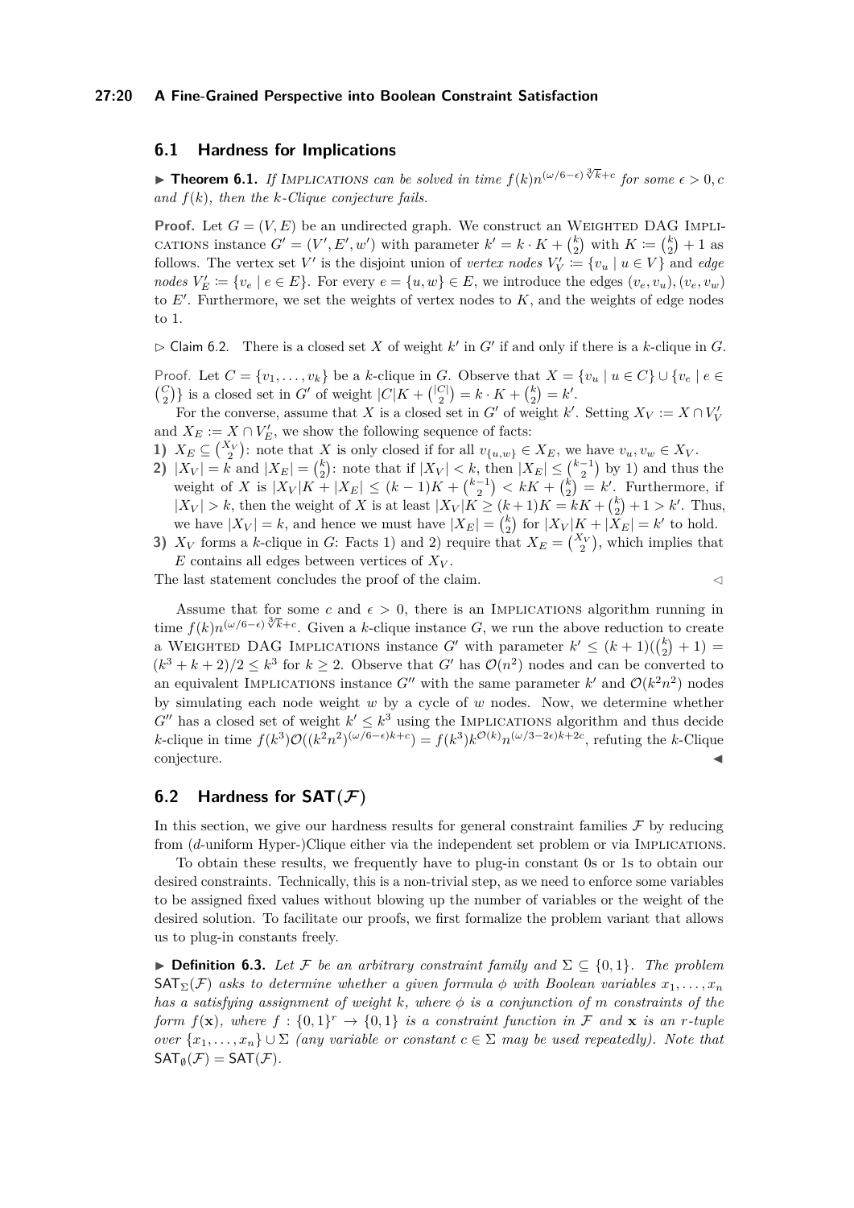## 6.1 Hardness for Implications

▶ **Theorem 6.1.** *If* Implications *can be solved in time $f(k)n^{(\omega/6-\epsilon)\sqrt[3]{k}+c}$ for some $\epsilon > 0, c$ and $f(k)$, then the $k$-Clique conjecture fails.*

**Proof.** Let $G = (V, E)$ be an undirected graph. We construct an Weighted DAG Implications instance $G' = (V', E', w')$ with parameter $k' = k \cdot K + \binom{k}{2}$ with $K \coloneqq \binom{k}{2} + 1$ as follows. The vertex set $V'$ is the disjoint union of *vertex nodes* $V'_V \coloneqq \{v_u \mid u \in V\}$ and *edge nodes* $V'_E \coloneqq \{v_e \mid e \in E\}$. For every $e = \{u, w\} \in E$, we introduce the edges $(v_e, v_u), (v_e, v_w)$ to $E'$. Furthermore, we set the weights of vertex nodes to $K$, and the weights of edge nodes to 1.

▷ Claim 6.2. There is a closed set $X$ of weight $k'$ in $G'$ if and only if there is a $k$-clique in $G$.

Proof. Let $C = \{v_1, \ldots, v_k\}$ be a $k$-clique in $G$. Observe that $X = \{v_u \mid u \in C\} \cup \{v_e \mid e \in \binom{C}{2}\}$ is a closed set in $G'$ of weight $|C|K + \binom{|C|}{2} = k \cdot K + \binom{k}{2} = k'$.

For the converse, assume that $X$ is a closed set in $G'$ of weight $k'$. Setting $X_V \coloneqq X \cap V'_V$ and $X_E \coloneqq X \cap V'_E$, we show the following sequence of facts:

1) $X_E \subseteq \binom{X_V}{2}$: note that $X$ is only closed if for all $v_{\{u,w\}} \in X_E$, we have $v_u, v_w \in X_V$.
2) $|X_V| = k$ and $|X_E| = \binom{k}{2}$: note that if $|X_V| < k$, then $|X_E| \leq \binom{k-1}{2}$ by 1) and thus the weight of $X$ is $|X_V|K + |X_E| \leq (k-1)K + \binom{k-1}{2} < kK + \binom{k}{2} = k'$. Furthermore, if $|X_V| > k$, then the weight of $X$ is at least $|X_V|K \geq (k+1)K = kK + \binom{k}{2} + 1 > k'$. Thus, we have $|X_V| = k$, and hence we must have $|X_E| = \binom{k}{2}$ for $|X_V|K + |X_E| = k'$ to hold.
3) $X_V$ forms a $k$-clique in $G$: Facts 1) and 2) require that $X_E = \binom{X_V}{2}$, which implies that $E$ contains all edges between vertices of $X_V$.

The last statement concludes the proof of the claim. ◁

Assume that for some $c$ and $\epsilon > 0$, there is an Implications algorithm running in time $f(k)n^{(\omega/6-\epsilon)\sqrt[3]{k}+c}$. Given a $k$-clique instance $G$, we run the above reduction to create a Weighted DAG Implications instance $G'$ with parameter $k' \leq (k+1)(\binom{k}{2}+1) = (k^3 + k + 2)/2 \leq k^3$ for $k \geq 2$. Observe that $G'$ has $\mathcal{O}(n^2)$ nodes and can be converted to an equivalent Implications instance $G''$ with the same parameter $k'$ and $\mathcal{O}(k^2n^2)$ nodes by simulating each node weight $w$ by a cycle of $w$ nodes. Now, we determine whether $G''$ has a closed set of weight $k' \leq k^3$ using the Implications algorithm and thus decide $k$-clique in time $f(k^3)\mathcal{O}((k^2n^2)^{(\omega/6-\epsilon)k+c}) = f(k^3)k^{\mathcal{O}(k)}n^{(\omega/3-2\epsilon)k+2c}$, refuting the $k$-Clique conjecture. ◀

## 6.2 Hardness for $\mathsf{SAT}(\mathcal{F})$

In this section, we give our hardness results for general constraint families $\mathcal{F}$ by reducing from ($d$-uniform Hyper-)Clique either via the independent set problem or via Implications.

To obtain these results, we frequently have to plug-in constant 0s or 1s to obtain our desired constraints. Technically, this is a non-trivial step, as we need to enforce some variables to be assigned fixed values without blowing up the number of variables or the weight of the desired solution. To facilitate our proofs, we first formalize the problem variant that allows us to plug-in constants freely.

▶ **Definition 6.3.** *Let $\mathcal{F}$ be an arbitrary constraint family and $\Sigma \subseteq \{0, 1\}$. The problem $\mathsf{SAT}_\Sigma(\mathcal{F})$ asks to determine whether a given formula $\phi$ with Boolean variables $x_1, \ldots, x_n$ has a satisfying assignment of weight $k$, where $\phi$ is a conjunction of $m$ constraints of the form $f(\mathbf{x})$, where $f : \{0, 1\}^r \to \{0, 1\}$ is a constraint function in $\mathcal{F}$ and $\mathbf{x}$ is an $r$-tuple over $\{x_1, \ldots, x_n\} \cup \Sigma$ (any variable or constant $c \in \Sigma$ may be used repeatedly). Note that $\mathsf{SAT}_\emptyset(\mathcal{F}) = \mathsf{SAT}(\mathcal{F})$.*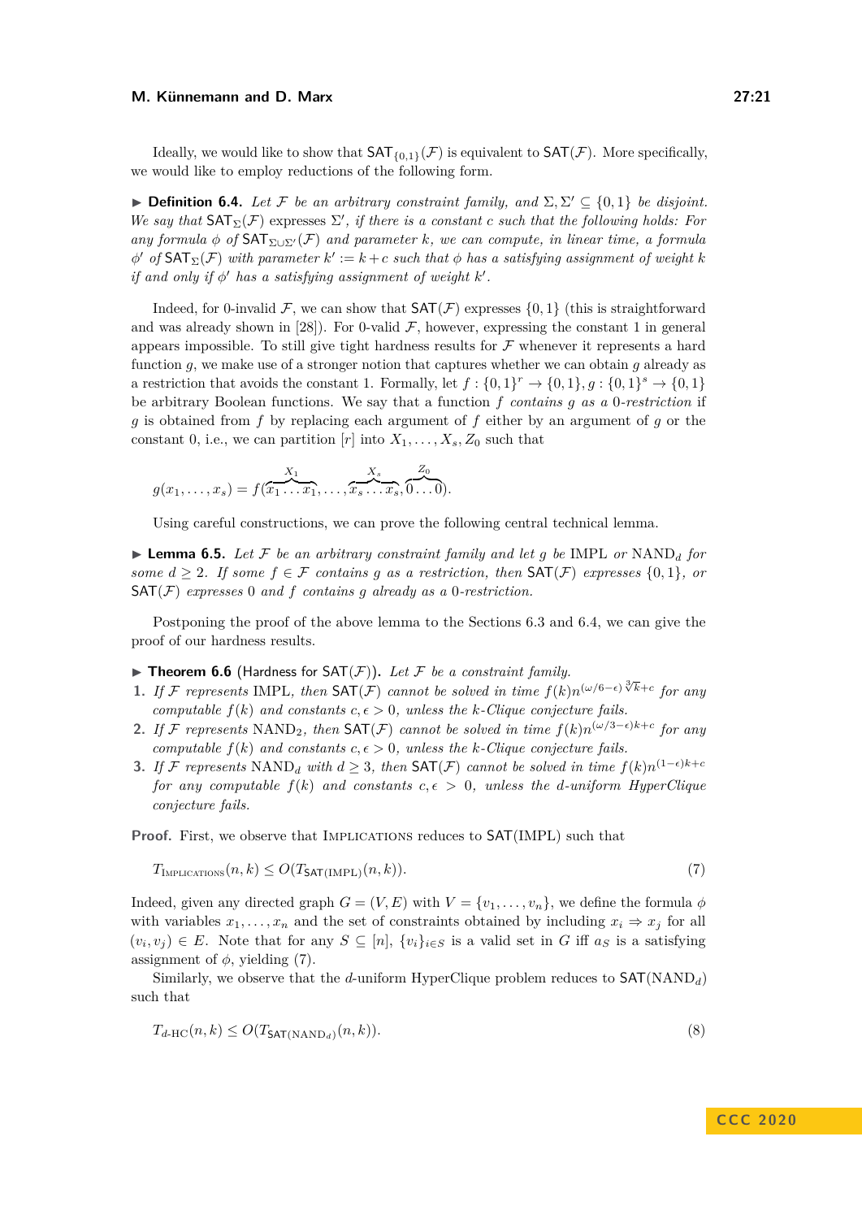Ideally, we would like to show that $\mathsf{SAT}_{\{0,1\}}(\mathcal{F})$ is equivalent to $\mathsf{SAT}(\mathcal{F})$. More specifically, we would like to employ reductions of the following form.

▶ **Definition 6.4.** *Let $\mathcal{F}$ be an arbitrary constraint family, and $\Sigma, \Sigma' \subseteq \{0,1\}$ be disjoint. We say that $\mathsf{SAT}_\Sigma(\mathcal{F})$ expresses $\Sigma'$, if there is a constant $c$ such that the following holds: For any formula $\phi$ of $\mathsf{SAT}_{\Sigma\cup\Sigma'}(\mathcal{F})$ and parameter $k$, we can compute, in linear time, a formula $\phi'$ of $\mathsf{SAT}_\Sigma(\mathcal{F})$ with parameter $k' := k + c$ such that $\phi$ has a satisfying assignment of weight $k$ if and only if $\phi'$ has a satisfying assignment of weight $k'$.*

Indeed, for 0-invalid $\mathcal{F}$, we can show that $\mathsf{SAT}(\mathcal{F})$ expresses $\{0,1\}$ (this is straightforward and was already shown in [28]). For 0-valid $\mathcal{F}$, however, expressing the constant 1 in general appears impossible. To still give tight hardness results for $\mathcal{F}$ whenever it represents a hard function $g$, we make use of a stronger notion that captures whether we can obtain $g$ already as a restriction that avoids the constant 1. Formally, let $f : \{0,1\}^r \to \{0,1\}, g : \{0,1\}^s \to \{0,1\}$ be arbitrary Boolean functions. We say that a function $f$ *contains* $g$ *as a* 0*-restriction* if $g$ is obtained from $f$ by replacing each argument of $f$ either by an argument of $g$ or the constant 0, i.e., we can partition $[r]$ into $X_1, \dots, X_s, Z_0$ such that

$$g(x_1, \dots, x_s) = f(\overbrace{x_1 \dots x_1}^{X_1}, \dots, \overbrace{x_s \dots x_s}^{X_s}, \overbrace{0 \dots 0}^{Z_0}).$$

Using careful constructions, we can prove the following central technical lemma.

▶ **Lemma 6.5.** *Let $\mathcal{F}$ be an arbitrary constraint family and let $g$ be* IMPL *or* $\text{NAND}_d$ *for some $d \geq 2$. If some $f \in \mathcal{F}$ contains $g$ as a restriction, then $\mathsf{SAT}(\mathcal{F})$ expresses $\{0,1\}$, or $\mathsf{SAT}(\mathcal{F})$ expresses 0 and $f$ contains $g$ already as a 0-restriction.*

Postponing the proof of the above lemma to the Sections 6.3 and 6.4, we can give the proof of our hardness results.

▶ **Theorem 6.6** (Hardness for $\mathsf{SAT}(\mathcal{F})$). *Let $\mathcal{F}$ be a constraint family.*

1. *If $\mathcal{F}$ represents* IMPL*, then $\mathsf{SAT}(\mathcal{F})$ cannot be solved in time $f(k)n^{(\omega/6-\epsilon)\sqrt[3]{k}+c}$ for any computable $f(k)$ and constants $c, \epsilon > 0$, unless the $k$-Clique conjecture fails.*
2. *If $\mathcal{F}$ represents* $\text{NAND}_2$*, then $\mathsf{SAT}(\mathcal{F})$ cannot be solved in time $f(k)n^{(\omega/3-\epsilon)k+c}$ for any computable $f(k)$ and constants $c, \epsilon > 0$, unless the $k$-Clique conjecture fails.*
3. *If $\mathcal{F}$ represents* $\text{NAND}_d$ *with $d \geq 3$, then $\mathsf{SAT}(\mathcal{F})$ cannot be solved in time $f(k)n^{(1-\epsilon)k+c}$ for any computable $f(k)$ and constants $c, \epsilon > 0$, unless the $d$-uniform HyperClique conjecture fails.*

**Proof.** First, we observe that Implications reduces to $\mathsf{SAT}(\text{IMPL})$ such that

$$T_{\text{Implications}}(n,k) \leq O(T_{\mathsf{SAT}(\text{IMPL})}(n,k)). \tag{7}$$

Indeed, given any directed graph $G = (V, E)$ with $V = \{v_1, \dots, v_n\}$, we define the formula $\phi$ with variables $x_1, \dots, x_n$ and the set of constraints obtained by including $x_i \Rightarrow x_j$ for all $(v_i, v_j) \in E$. Note that for any $S \subseteq [n]$, $\{v_i\}_{i\in S}$ is a valid set in $G$ iff $a_S$ is a satisfying assignment of $\phi$, yielding (7).

Similarly, we observe that the $d$-uniform HyperClique problem reduces to $\mathsf{SAT}(\text{NAND}_d)$ such that

$$T_{d\text{-HC}}(n,k) \leq O(T_{\mathsf{SAT}(\text{NAND}_d)}(n,k)). \tag{8}$$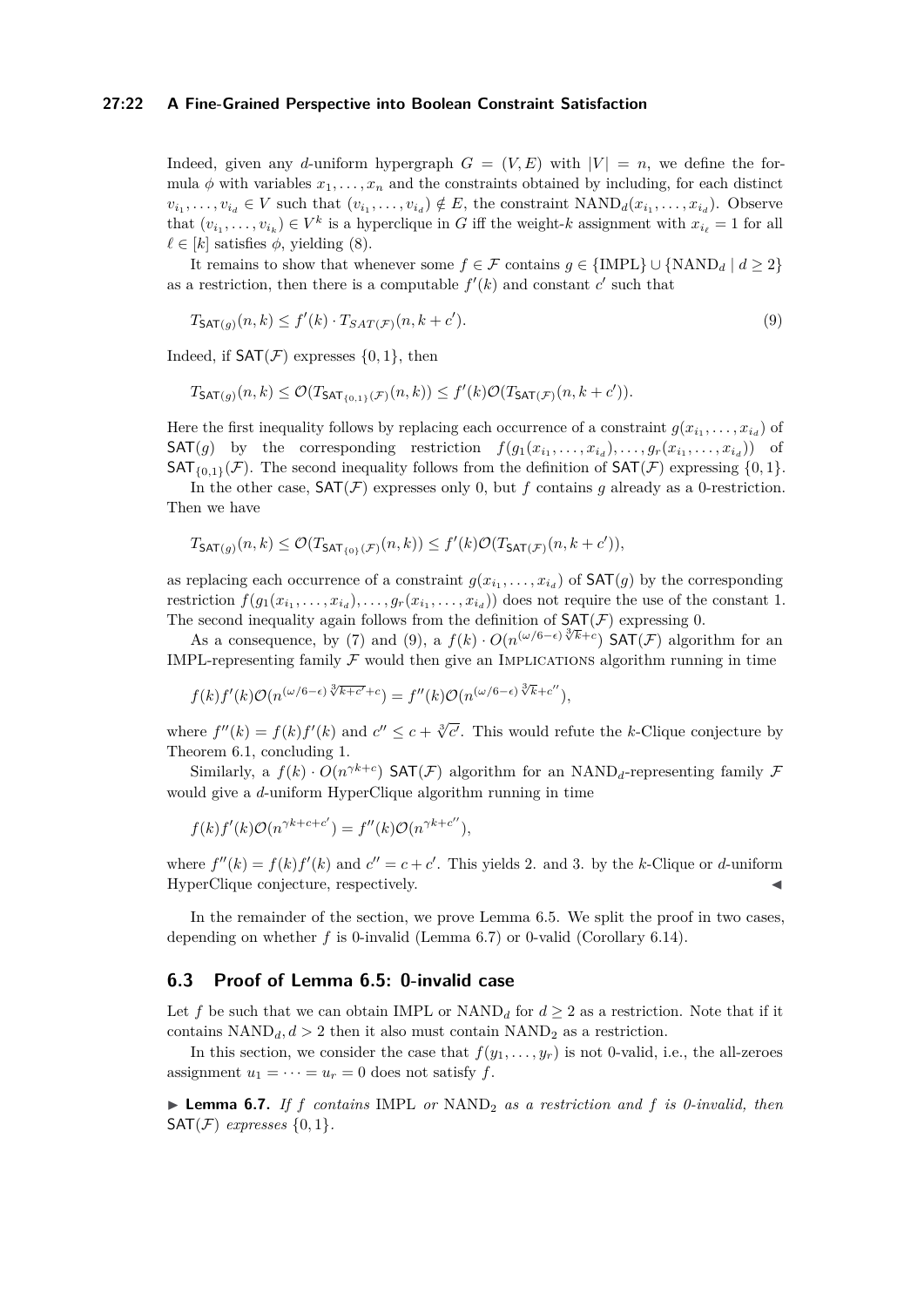Indeed, given any $d$-uniform hypergraph $G = (V, E)$ with $|V| = n$, we define the formula $\phi$ with variables $x_1, \dots, x_n$ and the constraints obtained by including, for each distinct $v_{i_1}, \dots, v_{i_d} \in V$ such that $(v_{i_1}, \dots, v_{i_d}) \notin E$, the constraint $\text{NAND}_d(x_{i_1}, \dots, x_{i_d})$. Observe that $(v_{i_1}, \dots, v_{i_k}) \in V^k$ is a hyperclique in $G$ iff the weight-$k$ assignment with $x_{i_\ell} = 1$ for all $\ell \in [k]$ satisfies $\phi$, yielding (8).

It remains to show that whenever some $f \in \mathcal{F}$ contains $g \in \{\text{IMPL}\} \cup \{\text{NAND}_d \mid d \geq 2\}$ as a restriction, then there is a computable $f'(k)$ and constant $c'$ such that

$$T_{\mathsf{SAT}(g)}(n, k) \leq f'(k) \cdot T_{SAT(\mathcal{F})}(n, k + c'). \tag{9}$$

Indeed, if $\mathsf{SAT}(\mathcal{F})$ expresses $\{0, 1\}$, then

$$T_{\mathsf{SAT}(g)}(n, k) \leq \mathcal{O}(T_{\mathsf{SAT}_{\{0,1\}}(\mathcal{F})}(n, k)) \leq f'(k)\mathcal{O}(T_{\mathsf{SAT}(\mathcal{F})}(n, k + c')).$$

Here the first inequality follows by replacing each occurrence of a constraint $g(x_{i_1}, \dots, x_{i_d})$ of $\mathsf{SAT}(g)$ by the corresponding restriction $f(g_1(x_{i_1}, \dots, x_{i_d}), \dots, g_r(x_{i_1}, \dots, x_{i_d}))$ of $\mathsf{SAT}_{\{0,1\}}(\mathcal{F})$. The second inequality follows from the definition of $\mathsf{SAT}(\mathcal{F})$ expressing $\{0, 1\}$.

In the other case, $\mathsf{SAT}(\mathcal{F})$ expresses only 0, but $f$ contains $g$ already as a 0-restriction. Then we have

$$T_{\mathsf{SAT}(g)}(n, k) \leq \mathcal{O}(T_{\mathsf{SAT}_{\{0\}}(\mathcal{F})}(n, k)) \leq f'(k)\mathcal{O}(T_{\mathsf{SAT}(\mathcal{F})}(n, k + c')),$$

as replacing each occurrence of a constraint $g(x_{i_1}, \dots, x_{i_d})$ of $\mathsf{SAT}(g)$ by the corresponding restriction $f(g_1(x_{i_1}, \dots, x_{i_d}), \dots, g_r(x_{i_1}, \dots, x_{i_d}))$ does not require the use of the constant 1. The second inequality again follows from the definition of $\mathsf{SAT}(\mathcal{F})$ expressing 0.

As a consequence, by (7) and (9), a $f(k) \cdot O(n^{(\omega/6-\epsilon)\sqrt[3]{k}+c})$ $\mathsf{SAT}(\mathcal{F})$ algorithm for an IMPL-representing family $\mathcal{F}$ would then give an Implications algorithm running in time

$$f(k)f'(k)\mathcal{O}(n^{(\omega/6-\epsilon)\sqrt[3]{k+c'}+c}) = f''(k)\mathcal{O}(n^{(\omega/6-\epsilon)\sqrt[3]{k}+c''}),$$

where $f''(k) = f(k)f'(k)$ and $c'' \leq c + \sqrt[3]{c'}$. This would refute the $k$-Clique conjecture by Theorem 6.1, concluding 1.

Similarly, a $f(k) \cdot O(n^{\gamma k+c})$ $\mathsf{SAT}(\mathcal{F})$ algorithm for an $\text{NAND}_d$-representing family $\mathcal{F}$ would give a $d$-uniform HyperClique algorithm running in time

$$f(k)f'(k)\mathcal{O}(n^{\gamma k+c+c'}) = f''(k)\mathcal{O}(n^{\gamma k+c''}),$$

where $f''(k) = f(k)f'(k)$ and $c'' = c + c'$. This yields 2. and 3. by the $k$-Clique or $d$-uniform HyperClique conjecture, respectively. ◀

In the remainder of the section, we prove Lemma 6.5. We split the proof in two cases, depending on whether $f$ is 0-invalid (Lemma 6.7) or 0-valid (Corollary 6.14).

## 6.3 Proof of Lemma 6.5: 0-invalid case

Let $f$ be such that we can obtain IMPL or $\text{NAND}_d$ for $d \geq 2$ as a restriction. Note that if it contains $\text{NAND}_d, d > 2$ then it also must contain $\text{NAND}_2$ as a restriction.

In this section, we consider the case that $f(y_1, \dots, y_r)$ is not 0-valid, i.e., the all-zeroes assignment $u_1 = \dots = u_r = 0$ does not satisfy $f$.

▶ **Lemma 6.7.** *If $f$ contains* IMPL *or* $\text{NAND}_2$ *as a restriction and $f$ is 0-invalid, then* $\mathsf{SAT}(\mathcal{F})$ *expresses* $\{0, 1\}$.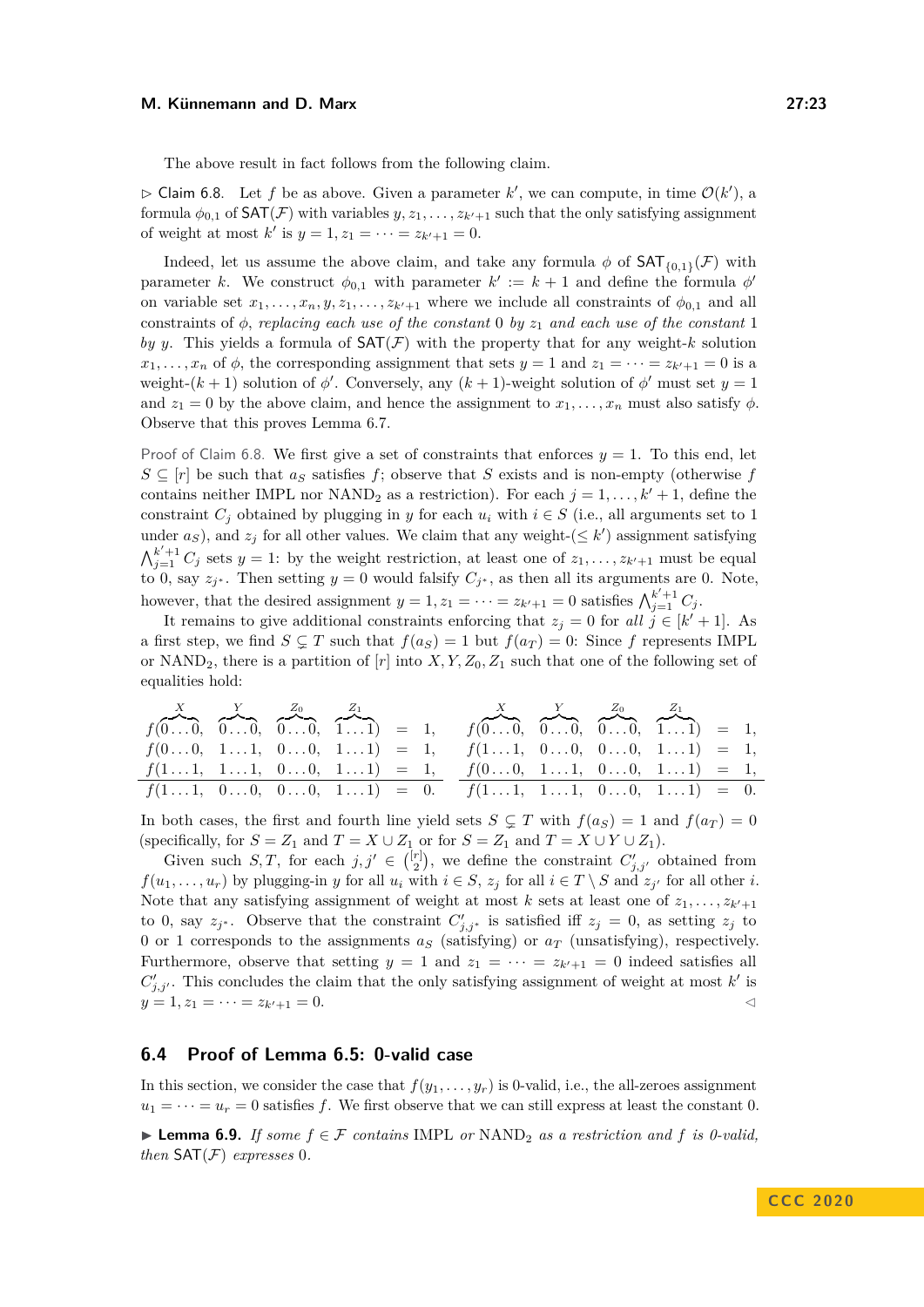The above result in fact follows from the following claim.

▷ Claim 6.8. Let $f$ be as above. Given a parameter $k'$, we can compute, in time $\mathcal{O}(k')$, a formula $\phi_{0,1}$ of $\mathsf{SAT}(\mathcal{F})$ with variables $y, z_1, \dots, z_{k'+1}$ such that the only satisfying assignment of weight at most $k'$ is $y = 1, z_1 = \dots = z_{k'+1} = 0$.

Indeed, let us assume the above claim, and take any formula $\phi$ of $\mathsf{SAT}_{\{0,1\}}(\mathcal{F})$ with parameter $k$. We construct $\phi_{0,1}$ with parameter $k' := k + 1$ and define the formula $\phi'$ on variable set $x_1, \dots, x_n, y, z_1, \dots, z_{k'+1}$ where we include all constraints of $\phi_{0,1}$ and all constraints of $\phi$, *replacing each use of the constant* 0 *by* $z_1$ *and each use of the constant* 1 *by* $y$. This yields a formula of $\mathsf{SAT}(\mathcal{F})$ with the property that for any weight-$k$ solution $x_1, \dots, x_n$ of $\phi$, the corresponding assignment that sets $y = 1$ and $z_1 = \dots = z_{k'+1} = 0$ is a weight-$(k+1)$ solution of $\phi'$. Conversely, any $(k+1)$-weight solution of $\phi'$ must set $y = 1$ and $z_1 = 0$ by the above claim, and hence the assignment to $x_1, \dots, x_n$ must also satisfy $\phi$. Observe that this proves Lemma 6.7.

Proof of Claim 6.8. We first give a set of constraints that enforces $y = 1$. To this end, let $S \subseteq [r]$ be such that $a_S$ satisfies $f$; observe that $S$ exists and is non-empty (otherwise $f$ contains neither IMPL nor $\text{NAND}_2$ as a restriction). For each $j = 1, \dots, k' + 1$, define the constraint $C_j$ obtained by plugging in $y$ for each $u_i$ with $i \in S$ (i.e., all arguments set to 1 under $a_S$), and $z_j$ for all other values. We claim that any weight-$(\leq k')$ assignment satisfying $\bigwedge_{j=1}^{k'+1} C_j$ sets $y = 1$: by the weight restriction, at least one of $z_1, \dots, z_{k'+1}$ must be equal to 0, say $z_{j^*}$. Then setting $y = 0$ would falsify $C_{j^*}$, as then all its arguments are 0. Note, however, that the desired assignment $y = 1, z_1 = \dots = z_{k'+1} = 0$ satisfies $\bigwedge_{j=1}^{k'+1} C_j$.

It remains to give additional constraints enforcing that $z_j = 0$ for *all* $j \in [k' + 1]$. As a first step, we find $S \subsetneq T$ such that $f(a_S) = 1$ but $f(a_T) = 0$: Since $f$ represents IMPL or $\text{NAND}_2$, there is a partition of $[r]$ into $X, Y, Z_0, Z_1$ such that one of the following set of equalities hold:

$$
\begin{array}{ll}
f(\overbrace{0\dots0}^{X}, \overbrace{0\dots0}^{Y}, \overbrace{0\dots0}^{Z_0}, \overbrace{1\dots1}^{Z_1}) = 1, & f(\overbrace{0\dots0}^{X}, \overbrace{0\dots0}^{Y}, \overbrace{0\dots0}^{Z_0}, \overbrace{1\dots1}^{Z_1}) = 1, \\
f(0\dots0, 1\dots1, 0\dots0, 1\dots1) = 1, & f(1\dots1, 0\dots0, 0\dots0, 1\dots1) = 1, \\
f(1\dots1, 1\dots1, 0\dots0, 1\dots1) = 1, & f(0\dots0, 1\dots1, 0\dots0, 1\dots1) = 1, \\
\hline
f(1\dots1, 0\dots0, 0\dots0, 1\dots1) = 0. & f(1\dots1, 1\dots1, 0\dots0, 1\dots1) = 0.
\end{array}
$$

In both cases, the first and fourth line yield sets $S \subsetneq T$ with $f(a_S) = 1$ and $f(a_T) = 0$ (specifically, for $S = Z_1$ and $T = X \cup Z_1$ or for $S = Z_1$ and $T = X \cup Y \cup Z_1$).

Given such $S, T$, for each $j, j' \in \binom{[r]}{2}$, we define the constraint $C'_{j,j'}$ obtained from $f(u_1, \dots, u_r)$ by plugging-in $y$ for all $u_i$ with $i \in S$, $z_j$ for all $i \in T \setminus S$ and $z_{j'}$ for all other $i$. Note that any satisfying assignment of weight at most $k$ sets at least one of $z_1, \dots, z_{k'+1}$ to 0, say $z_{j^*}$. Observe that the constraint $C'_{j,j^*}$ is satisfied iff $z_j = 0$, as setting $z_j$ to 0 or 1 corresponds to the assignments $a_S$ (satisfying) or $a_T$ (unsatisfying), respectively. Furthermore, observe that setting $y = 1$ and $z_1 = \dots = z_{k'+1} = 0$ indeed satisfies all $C'_{j,j'}$. This concludes the claim that the only satisfying assignment of weight at most $k'$ is $y = 1, z_1 = \dots = z_{k'+1} = 0$. ◁

## 6.4 Proof of Lemma 6.5: 0-valid case

In this section, we consider the case that $f(y_1, \dots, y_r)$ is 0-valid, i.e., the all-zeroes assignment $u_1 = \dots = u_r = 0$ satisfies $f$. We first observe that we can still express at least the constant 0.

▶ **Lemma 6.9.** *If some* $f \in \mathcal{F}$ *contains* IMPL *or* $\text{NAND}_2$ *as a restriction and* $f$ *is 0-valid, then* $\mathsf{SAT}(\mathcal{F})$ *expresses* 0.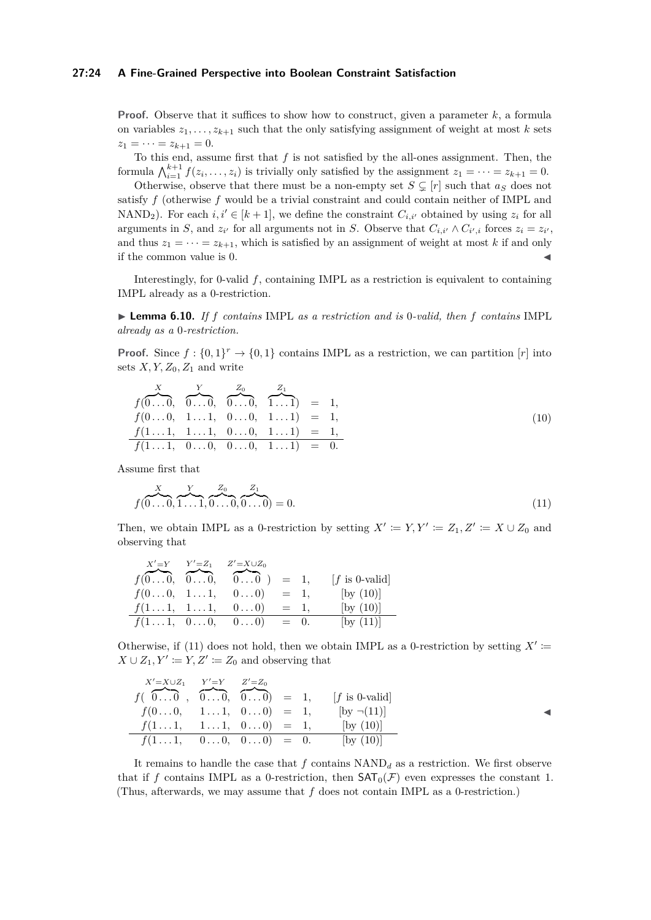**Proof.** Observe that it suffices to show how to construct, given a parameter $k$, a formula on variables $z_1, \ldots, z_{k+1}$ such that the only satisfying assignment of weight at most $k$ sets $z_1 = \cdots = z_{k+1} = 0$.

To this end, assume first that $f$ is not satisfied by the all-ones assignment. Then, the formula $\bigwedge_{i=1}^{k+1} f(z_i, \ldots, z_i)$ is trivially only satisfied by the assignment $z_1 = \cdots = z_{k+1} = 0$.

Otherwise, observe that there must be a non-empty set $S \subsetneq [r]$ such that $a_S$ does not satisfy $f$ (otherwise $f$ would be a trivial constraint and could contain neither of IMPL and NAND$_2$). For each $i, i' \in [k+1]$, we define the constraint $C_{i,i'}$ obtained by using $z_i$ for all arguments in $S$, and $z_{i'}$ for all arguments not in $S$. Observe that $C_{i,i'} \wedge C_{i',i}$ forces $z_i = z_{i'}$, and thus $z_1 = \cdots = z_{k+1}$, which is satisfied by an assignment of weight at most $k$ if and only if the common value is 0. ◀

Interestingly, for 0-valid $f$, containing IMPL as a restriction is equivalent to containing IMPL already as a 0-restriction.

▶ **Lemma 6.10.** *If $f$ contains IMPL as a restriction and is 0-valid, then $f$ contains IMPL already as a 0-restriction.*

**Proof.** Since $f : \{0,1\}^r \to \{0,1\}$ contains IMPL as a restriction, we can partition $[r]$ into sets $X, Y, Z_0, Z_1$ and write

$$
\begin{array}{llllll}
f(\overbrace{0\ldots0}^{X}, & \overbrace{0\ldots0}^{Y}, & \overbrace{0\ldots0}^{Z_0}, & \overbrace{1\ldots1}^{Z_1}) & = & 1, \\
f(0\ldots0, & 1\ldots1, & 0\ldots0, & 1\ldots1) & = & 1, \\
f(1\ldots1, & 1\ldots1, & 0\ldots0, & 1\ldots1) & = & 1, \\
\hline
f(1\ldots1, & 0\ldots0, & 0\ldots0, & 1\ldots1) & = & 0.
\end{array}
\tag{10}
$$

Assume first that

$$
f(\overbrace{0\ldots0}^{X}, \overbrace{1\ldots1}^{Y}, \overbrace{0\ldots0}^{Z_0}, \overbrace{0\ldots0}^{Z_1}) = 0. \tag{11}
$$

Then, we obtain IMPL as a 0-restriction by setting $X' := Y, Y' := Z_1, Z' := X \cup Z_0$ and observing that

$$
\begin{array}{llllll}
f(\overbrace{0\ldots0}^{X'=Y}, & \overbrace{0\ldots0}^{Y'=Z_1}, & \overbrace{0\ldots0}^{Z'=X\cup Z_0}) & = & 1, & [f \text{ is 0-valid}] \\
f(0\ldots0, & 1\ldots1, & 0\ldots0) & = & 1, & [\text{by (10)}] \\
f(1\ldots1, & 1\ldots1, & 0\ldots0) & = & 1, & [\text{by (10)}] \\
\hline
f(1\ldots1, & 0\ldots0, & 0\ldots0) & = & 0. & [\text{by (11)}]
\end{array}
$$

Otherwise, if (11) does not hold, then we obtain IMPL as a 0-restriction by setting $X' := X \cup Z_1, Y' := Y, Z' := Z_0$ and observing that

$$
\begin{array}{llllll}
f(\overbrace{0\ldots0}^{X'=X\cup Z_1}, & \overbrace{0\ldots0}^{Y'=Y}, & \overbrace{0\ldots0}^{Z'=Z_0}) & = & 1, & [f \text{ is 0-valid}] \\
f(0\ldots0, & 1\ldots1, & 0\ldots0) & = & 1, & [\text{by } \neg(11)] \\
f(1\ldots1, & 1\ldots1, & 0\ldots0) & = & 1, & [\text{by (10)}] \\
\hline
f(1\ldots1, & 0\ldots0, & 0\ldots0) & = & 0. & [\text{by (10)}]
\end{array}
$$

◀

It remains to handle the case that $f$ contains NAND$_d$ as a restriction. We first observe that if $f$ contains IMPL as a 0-restriction, then $\mathsf{SAT}_0(\mathcal{F})$ even expresses the constant 1. (Thus, afterwards, we may assume that $f$ does not contain IMPL as a 0-restriction.)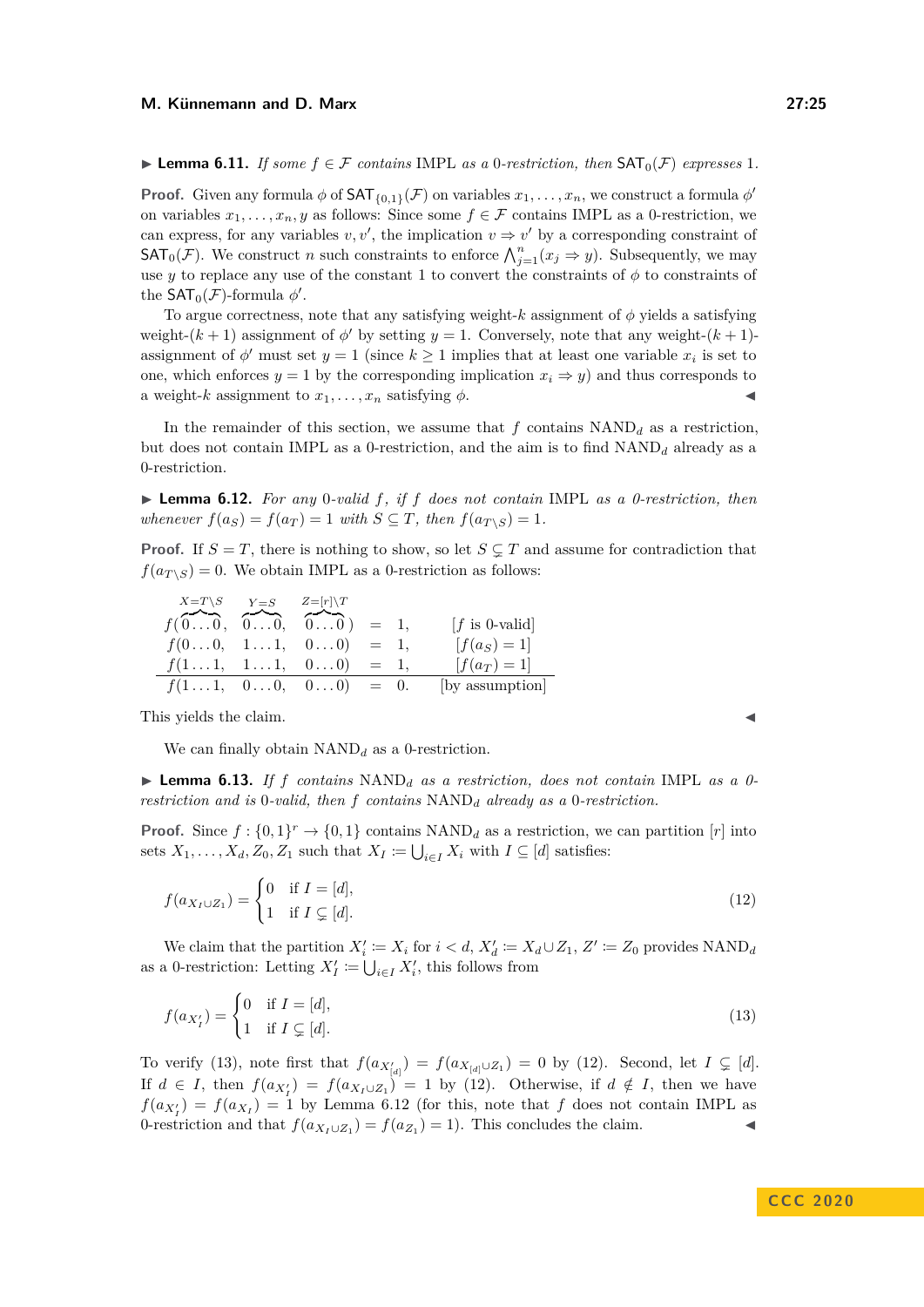▶ **Lemma 6.11.** *If some $f \in \mathcal{F}$ contains* IMPL *as a* 0*-restriction, then* $\mathsf{SAT}_0(\mathcal{F})$ *expresses* 1*.*

**Proof.** Given any formula $\phi$ of $\mathsf{SAT}_{\{0,1\}}(\mathcal{F})$ on variables $x_1, \ldots, x_n$, we construct a formula $\phi'$ on variables $x_1, \ldots, x_n, y$ as follows: Since some $f \in \mathcal{F}$ contains IMPL as a 0-restriction, we can express, for any variables $v, v'$, the implication $v \Rightarrow v'$ by a corresponding constraint of $\mathsf{SAT}_0(\mathcal{F})$. We construct $n$ such constraints to enforce $\bigwedge_{j=1}^{n}(x_j \Rightarrow y)$. Subsequently, we may use $y$ to replace any use of the constant 1 to convert the constraints of $\phi$ to constraints of the $\mathsf{SAT}_0(\mathcal{F})$-formula $\phi'$.

To argue correctness, note that any satisfying weight-$k$ assignment of $\phi$ yields a satisfying weight-$(k+1)$ assignment of $\phi'$ by setting $y = 1$. Conversely, note that any weight-$(k+1)$-assignment of $\phi'$ must set $y = 1$ (since $k \geq 1$ implies that at least one variable $x_i$ is set to one, which enforces $y = 1$ by the corresponding implication $x_i \Rightarrow y$) and thus corresponds to a weight-$k$ assignment to $x_1, \ldots, x_n$ satisfying $\phi$. ◀

In the remainder of this section, we assume that $f$ contains $\text{NAND}_d$ as a restriction, but does not contain IMPL as a 0-restriction, and the aim is to find $\text{NAND}_d$ already as a 0-restriction.

▶ **Lemma 6.12.** *For any* 0*-valid $f$, if $f$ does not contain* IMPL *as a* 0*-restriction, then whenever $f(a_S) = f(a_T) = 1$ with $S \subseteq T$, then $f(a_{T \setminus S}) = 1$.*

**Proof.** If $S = T$, there is nothing to show, so let $S \subsetneq T$ and assume for contradiction that $f(a_{T \setminus S}) = 0$. We obtain IMPL as a 0-restriction as follows:

$$
\begin{array}{lllll}
f(\overbrace{0\ldots0}^{X=T\setminus S}, & \overbrace{0\ldots0}^{Y=S}, & \overbrace{0\ldots0}^{Z=[r]\setminus T}) & = & 1, \qquad [f \text{ is 0-valid}] \\
f(0\ldots0, & 1\ldots1, & 0\ldots0) & = & 1, \qquad [f(a_S) = 1] \\
f(1\ldots1, & 1\ldots1, & 0\ldots0) & = & 1, \qquad [f(a_T) = 1] \\
\hline
f(1\ldots1, & 0\ldots0, & 0\ldots0) & = & 0. \qquad [\text{by assumption}]
\end{array}
$$

This yields the claim. ◀

We can finally obtain $\text{NAND}_d$ as a 0-restriction.

▶ **Lemma 6.13.** *If $f$ contains* $\text{NAND}_d$ *as a restriction, does not contain* IMPL *as a* 0*-restriction and is* 0*-valid, then $f$ contains* $\text{NAND}_d$ *already as a* 0*-restriction.*

**Proof.** Since $f : \{0,1\}^r \to \{0,1\}$ contains $\text{NAND}_d$ as a restriction, we can partition $[r]$ into sets $X_1, \ldots, X_d, Z_0, Z_1$ such that $X_I := \bigcup_{i \in I} X_i$ with $I \subseteq [d]$ satisfies:

$$
f(a_{X_I \cup Z_1}) = \begin{cases} 0 & \text{if } I = [d], \\ 1 & \text{if } I \subsetneq [d]. \end{cases} \tag{12}
$$

We claim that the partition $X'_i := X_i$ for $i < d$, $X'_d := X_d \cup Z_1$, $Z' := Z_0$ provides $\text{NAND}_d$ as a 0-restriction: Letting $X'_I := \bigcup_{i \in I} X'_i$, this follows from

$$
f(a_{X'_I}) = \begin{cases} 0 & \text{if } I = [d], \\ 1 & \text{if } I \subsetneq [d]. \end{cases} \tag{13}
$$

To verify (13), note first that $f(a_{X'_{[d]}}) = f(a_{X_{[d]} \cup Z_1}) = 0$ by (12). Second, let $I \subsetneq [d]$. If $d \in I$, then $f(a_{X'_I}) = f(a_{X_I \cup Z_1}) = 1$ by (12). Otherwise, if $d \notin I$, then we have $f(a_{X'_I}) = f(a_{X_I}) = 1$ by Lemma 6.12 (for this, note that $f$ does not contain IMPL as 0-restriction and that $f(a_{X_I \cup Z_1}) = f(a_{Z_1}) = 1$). This concludes the claim. ◀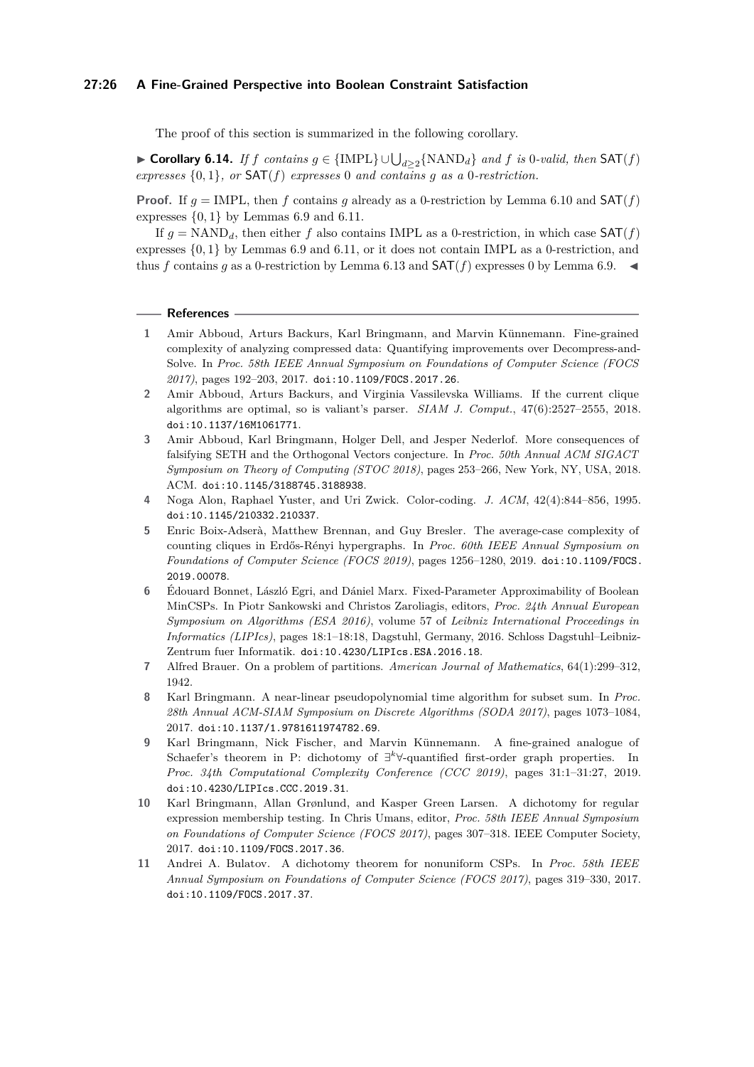The proof of this section is summarized in the following corollary.

▶ **Corollary 6.14.** *If $f$ contains $g \in \{\text{IMPL}\} \cup \bigcup_{d \geq 2}\{\text{NAND}_d\}$ and $f$ is 0-valid, then $\mathsf{SAT}(f)$ expresses $\{0, 1\}$, or $\mathsf{SAT}(f)$ expresses 0 and contains $g$ as a 0-restriction.*

**Proof.** If $g = \text{IMPL}$, then $f$ contains $g$ already as a 0-restriction by Lemma 6.10 and $\mathsf{SAT}(f)$ expresses $\{0, 1\}$ by Lemmas 6.9 and 6.11.

If $g = \text{NAND}_d$, then either $f$ also contains IMPL as a 0-restriction, in which case $\mathsf{SAT}(f)$ expresses $\{0, 1\}$ by Lemmas 6.9 and 6.11, or it does not contain IMPL as a 0-restriction, and thus $f$ contains $g$ as a 0-restriction by Lemma 6.13 and $\mathsf{SAT}(f)$ expresses 0 by Lemma 6.9. ◀

## References

1. Amir Abboud, Arturs Backurs, Karl Bringmann, and Marvin Künnemann. Fine-grained complexity of analyzing compressed data: Quantifying improvements over Decompress-and-Solve. In *Proc. 58th IEEE Annual Symposium on Foundations of Computer Science (FOCS 2017)*, pages 192–203, 2017. doi:10.1109/FOCS.2017.26.
2. Amir Abboud, Arturs Backurs, and Virginia Vassilevska Williams. If the current clique algorithms are optimal, so is valiant's parser. *SIAM J. Comput.*, 47(6):2527–2555, 2018. doi:10.1137/16M1061771.
3. Amir Abboud, Karl Bringmann, Holger Dell, and Jesper Nederlof. More consequences of falsifying SETH and the Orthogonal Vectors conjecture. In *Proc. 50th Annual ACM SIGACT Symposium on Theory of Computing (STOC 2018)*, pages 253–266, New York, NY, USA, 2018. ACM. doi:10.1145/3188745.3188938.
4. Noga Alon, Raphael Yuster, and Uri Zwick. Color-coding. *J. ACM*, 42(4):844–856, 1995. doi:10.1145/210332.210337.
5. Enric Boix-Adserà, Matthew Brennan, and Guy Bresler. The average-case complexity of counting cliques in Erdős-Rényi hypergraphs. In *Proc. 60th IEEE Annual Symposium on Foundations of Computer Science (FOCS 2019)*, pages 1256–1280, 2019. doi:10.1109/FOCS.2019.00078.
6. Édouard Bonnet, László Egri, and Dániel Marx. Fixed-Parameter Approximability of Boolean MinCSPs. In Piotr Sankowski and Christos Zaroliagis, editors, *Proc. 24th Annual European Symposium on Algorithms (ESA 2016)*, volume 57 of *Leibniz International Proceedings in Informatics (LIPIcs)*, pages 18:1–18:18, Dagstuhl, Germany, 2016. Schloss Dagstuhl–Leibniz-Zentrum fuer Informatik. doi:10.4230/LIPIcs.ESA.2016.18.
7. Alfred Brauer. On a problem of partitions. *American Journal of Mathematics*, 64(1):299–312, 1942.
8. Karl Bringmann. A near-linear pseudopolynomial time algorithm for subset sum. In *Proc. 28th Annual ACM-SIAM Symposium on Discrete Algorithms (SODA 2017)*, pages 1073–1084, 2017. doi:10.1137/1.9781611974782.69.
9. Karl Bringmann, Nick Fischer, and Marvin Künnemann. A fine-grained analogue of Schaefer's theorem in P: dichotomy of $\exists^k\forall$-quantified first-order graph properties. In *Proc. 34th Computational Complexity Conference (CCC 2019)*, pages 31:1–31:27, 2019. doi:10.4230/LIPIcs.CCC.2019.31.
10. Karl Bringmann, Allan Grønlund, and Kasper Green Larsen. A dichotomy for regular expression membership testing. In Chris Umans, editor, *Proc. 58th IEEE Annual Symposium on Foundations of Computer Science (FOCS 2017)*, pages 307–318. IEEE Computer Society, 2017. doi:10.1109/FOCS.2017.36.
11. Andrei A. Bulatov. A dichotomy theorem for nonuniform CSPs. In *Proc. 58th IEEE Annual Symposium on Foundations of Computer Science (FOCS 2017)*, pages 319–330, 2017. doi:10.1109/FOCS.2017.37.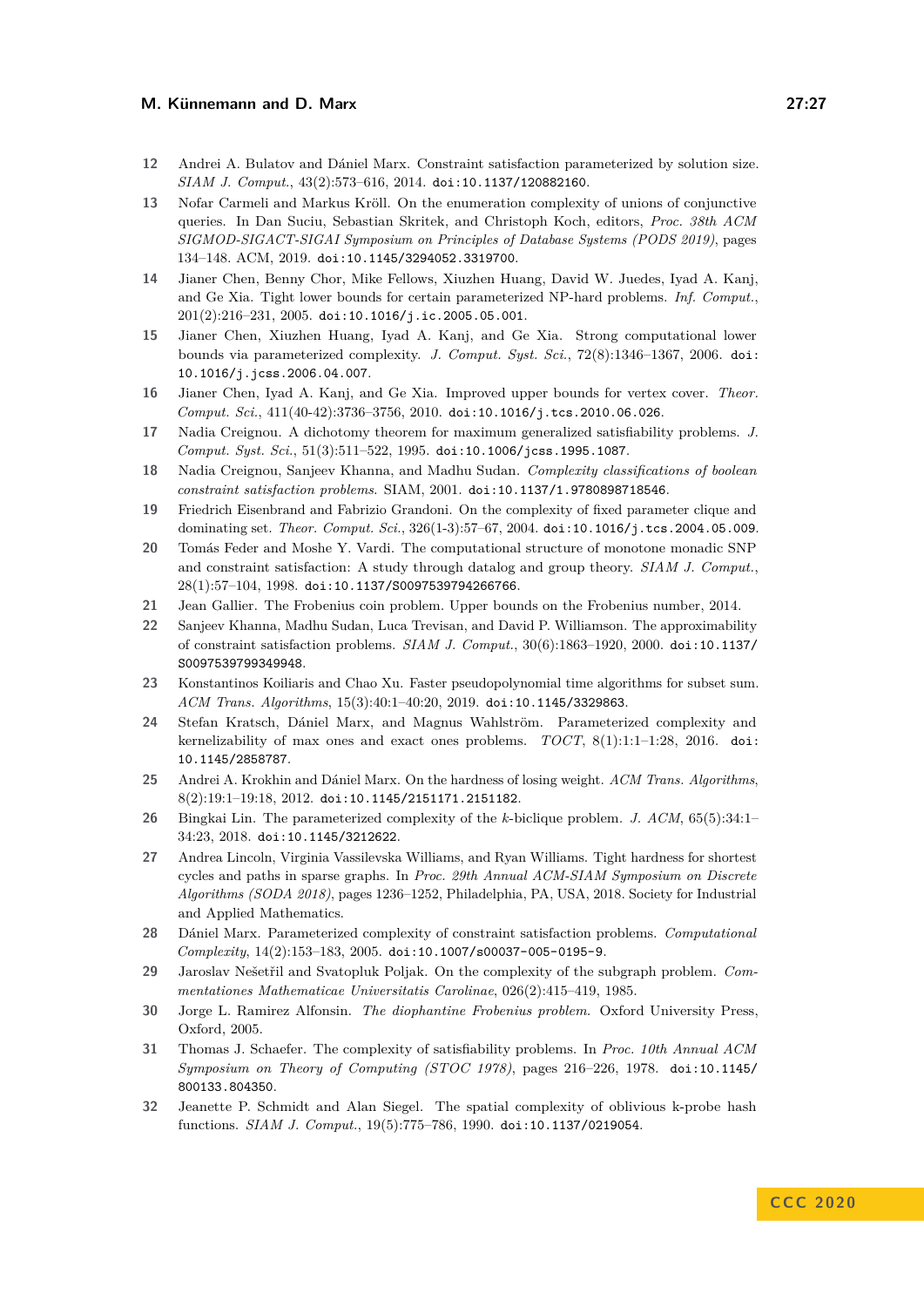12 Andrei A. Bulatov and Dániel Marx. Constraint satisfaction parameterized by solution size. *SIAM J. Comput.*, 43(2):573–616, 2014. doi:10.1137/120882160.

13 Nofar Carmeli and Markus Kröll. On the enumeration complexity of unions of conjunctive queries. In Dan Suciu, Sebastian Skritek, and Christoph Koch, editors, *Proc. 38th ACM SIGMOD-SIGACT-SIGAI Symposium on Principles of Database Systems (PODS 2019)*, pages 134–148. ACM, 2019. doi:10.1145/3294052.3319700.

14 Jianer Chen, Benny Chor, Mike Fellows, Xiuzhen Huang, David W. Juedes, Iyad A. Kanj, and Ge Xia. Tight lower bounds for certain parameterized NP-hard problems. *Inf. Comput.*, 201(2):216–231, 2005. doi:10.1016/j.ic.2005.05.001.

15 Jianer Chen, Xiuzhen Huang, Iyad A. Kanj, and Ge Xia. Strong computational lower bounds via parameterized complexity. *J. Comput. Syst. Sci.*, 72(8):1346–1367, 2006. doi:10.1016/j.jcss.2006.04.007.

16 Jianer Chen, Iyad A. Kanj, and Ge Xia. Improved upper bounds for vertex cover. *Theor. Comput. Sci.*, 411(40-42):3736–3756, 2010. doi:10.1016/j.tcs.2010.06.026.

17 Nadia Creignou. A dichotomy theorem for maximum generalized satisfiability problems. *J. Comput. Syst. Sci.*, 51(3):511–522, 1995. doi:10.1006/jcss.1995.1087.

18 Nadia Creignou, Sanjeev Khanna, and Madhu Sudan. *Complexity classifications of boolean constraint satisfaction problems*. SIAM, 2001. doi:10.1137/1.9780898718546.

19 Friedrich Eisenbrand and Fabrizio Grandoni. On the complexity of fixed parameter clique and dominating set. *Theor. Comput. Sci.*, 326(1-3):57–67, 2004. doi:10.1016/j.tcs.2004.05.009.

20 Tomás Feder and Moshe Y. Vardi. The computational structure of monotone monadic SNP and constraint satisfaction: A study through datalog and group theory. *SIAM J. Comput.*, 28(1):57–104, 1998. doi:10.1137/S0097539794266766.

21 Jean Gallier. The Frobenius coin problem. Upper bounds on the Frobenius number, 2014.

22 Sanjeev Khanna, Madhu Sudan, Luca Trevisan, and David P. Williamson. The approximability of constraint satisfaction problems. *SIAM J. Comput.*, 30(6):1863–1920, 2000. doi:10.1137/S0097539799349948.

23 Konstantinos Koiliaris and Chao Xu. Faster pseudopolynomial time algorithms for subset sum. *ACM Trans. Algorithms*, 15(3):40:1–40:20, 2019. doi:10.1145/3329863.

24 Stefan Kratsch, Dániel Marx, and Magnus Wahlström. Parameterized complexity and kernelizability of max ones and exact ones problems. *TOCT*, 8(1):1:1–1:28, 2016. doi:10.1145/2858787.

25 Andrei A. Krokhin and Dániel Marx. On the hardness of losing weight. *ACM Trans. Algorithms*, 8(2):19:1–19:18, 2012. doi:10.1145/2151171.2151182.

26 Bingkai Lin. The parameterized complexity of the $k$-biclique problem. *J. ACM*, 65(5):34:1–34:23, 2018. doi:10.1145/3212622.

27 Andrea Lincoln, Virginia Vassilevska Williams, and Ryan Williams. Tight hardness for shortest cycles and paths in sparse graphs. In *Proc. 29th Annual ACM-SIAM Symposium on Discrete Algorithms (SODA 2018)*, pages 1236–1252, Philadelphia, PA, USA, 2018. Society for Industrial and Applied Mathematics.

28 Dániel Marx. Parameterized complexity of constraint satisfaction problems. *Computational Complexity*, 14(2):153–183, 2005. doi:10.1007/s00037-005-0195-9.

29 Jaroslav Nešetřil and Svatopluk Poljak. On the complexity of the subgraph problem. *Commentationes Mathematicae Universitatis Carolinae*, 026(2):415–419, 1985.

30 Jorge L. Ramirez Alfonsin. *The diophantine Frobenius problem*. Oxford University Press, Oxford, 2005.

31 Thomas J. Schaefer. The complexity of satisfiability problems. In *Proc. 10th Annual ACM Symposium on Theory of Computing (STOC 1978)*, pages 216–226, 1978. doi:10.1145/800133.804350.

32 Jeanette P. Schmidt and Alan Siegel. The spatial complexity of oblivious k-probe hash functions. *SIAM J. Comput.*, 19(5):775–786, 1990. doi:10.1137/0219054.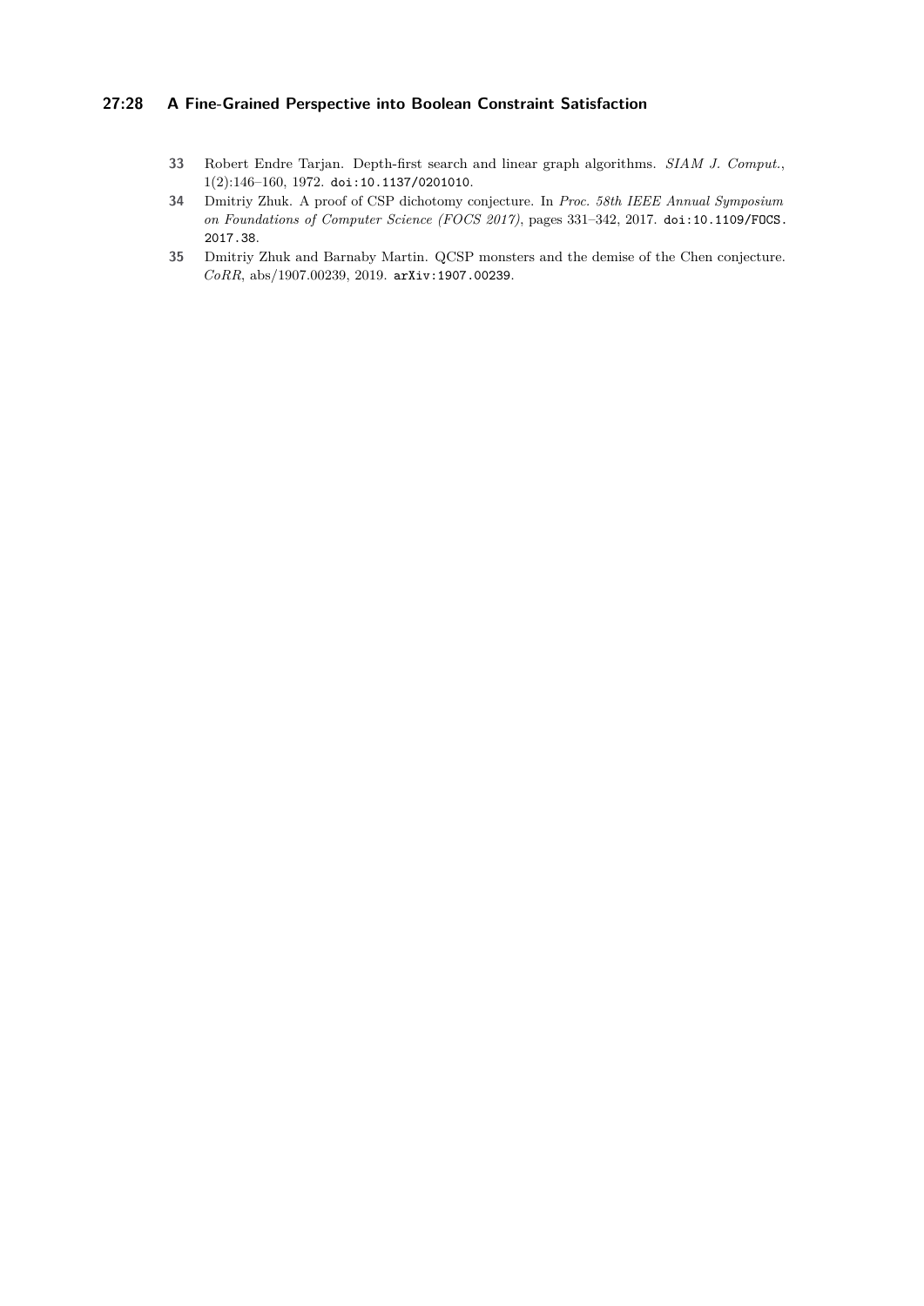33 Robert Endre Tarjan. Depth-first search and linear graph algorithms. *SIAM J. Comput.*, 1(2):146–160, 1972. doi:10.1137/0201010.

34 Dmitriy Zhuk. A proof of CSP dichotomy conjecture. In *Proc. 58th IEEE Annual Symposium on Foundations of Computer Science (FOCS 2017)*, pages 331–342, 2017. doi:10.1109/FOCS.2017.38.

35 Dmitriy Zhuk and Barnaby Martin. QCSP monsters and the demise of the Chen conjecture. *CoRR*, abs/1907.00239, 2019. arXiv:1907.00239.